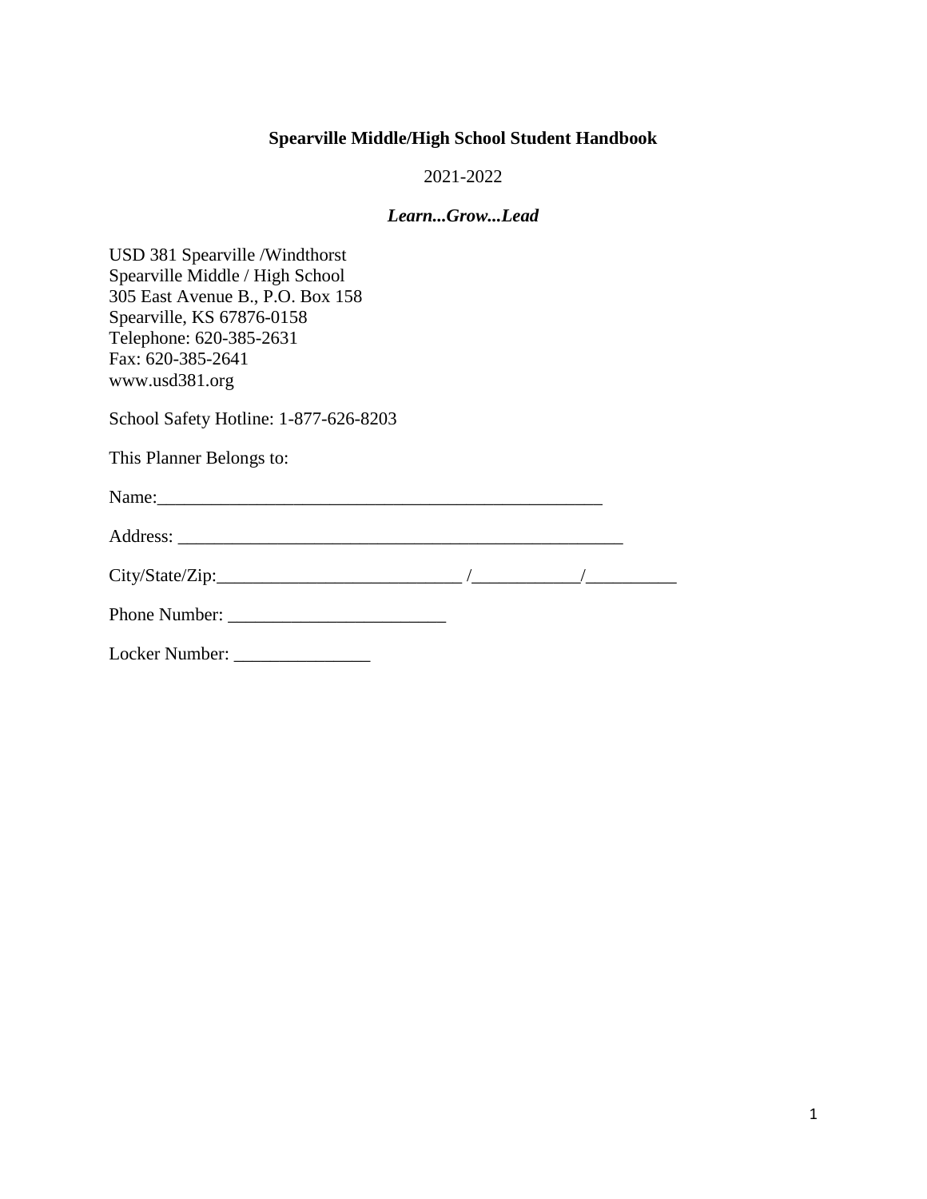# Spearville Middle/High School Student Handbook

2021-2022

***Learn...Grow...Lead***

USD 381 Spearville /Windthorst
Spearville Middle / High School
305 East Avenue B., P.O. Box 158
Spearville, KS 67876-0158
Telephone: 620-385-2631
Fax: 620-385-2641
www.usd381.org

School Safety Hotline: 1-877-626-8203

This Planner Belongs to:

Name:___________________________________________________

Address: ___________________________________________________

City/State/Zip:___________________________ /____________/__________

Phone Number: ________________________

Locker Number: _______________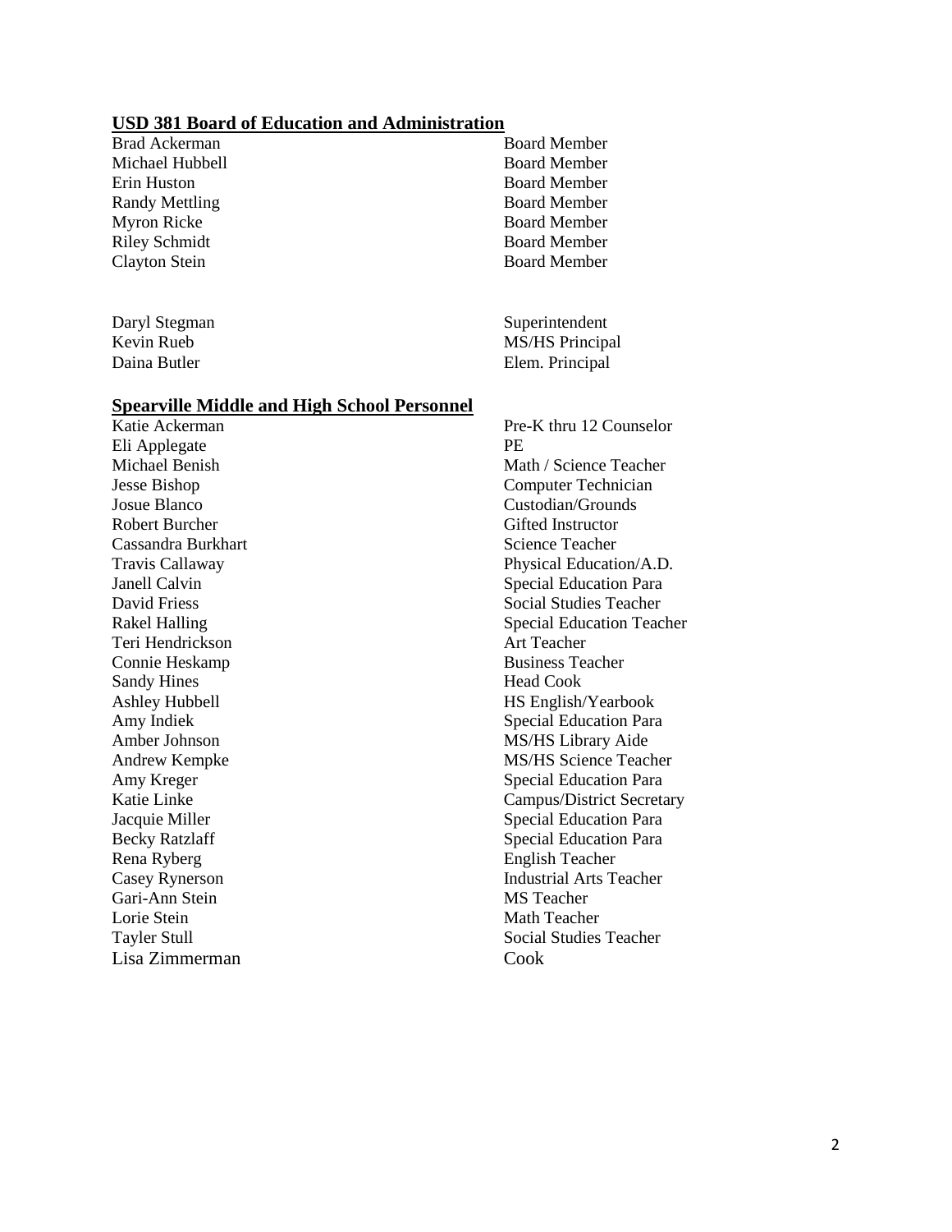## USD 381 Board of Education and Administration

| Name | Position |
| --- | --- |
| Brad Ackerman | Board Member |
| Michael Hubbell | Board Member |
| Erin Huston | Board Member |
| Randy Mettling | Board Member |
| Myron Ricke | Board Member |
| Riley Schmidt | Board Member |
| Clayton Stein | Board Member |
| | |
| Daryl Stegman | Superintendent |
| Kevin Rueb | MS/HS Principal |
| Daina Butler | Elem. Principal |

## Spearville Middle and High School Personnel

| Name | Position |
| --- | --- |
| Katie Ackerman | Pre-K thru 12 Counselor |
| Eli Applegate | PE |
| Michael Benish | Math / Science Teacher |
| Jesse Bishop | Computer Technician |
| Josue Blanco | Custodian/Grounds |
| Robert Burcher | Gifted Instructor |
| Cassandra Burkhart | Science Teacher |
| Travis Callaway | Physical Education/A.D. |
| Janell Calvin | Special Education Para |
| David Friess | Social Studies Teacher |
| Rakel Halling | Special Education Teacher |
| Teri Hendrickson | Art Teacher |
| Connie Heskamp | Business Teacher |
| Sandy Hines | Head Cook |
| Ashley Hubbell | HS English/Yearbook |
| Amy Indiek | Special Education Para |
| Amber Johnson | MS/HS Library Aide |
| Andrew Kempke | MS/HS Science Teacher |
| Amy Kreger | Special Education Para |
| Katie Linke | Campus/District Secretary |
| Jacquie Miller | Special Education Para |
| Becky Ratzlaff | Special Education Para |
| Rena Ryberg | English Teacher |
| Casey Rynerson | Industrial Arts Teacher |
| Gari-Ann Stein | MS Teacher |
| Lorie Stein | Math Teacher |
| Tayler Stull | Social Studies Teacher |
| Lisa Zimmerman | Cook |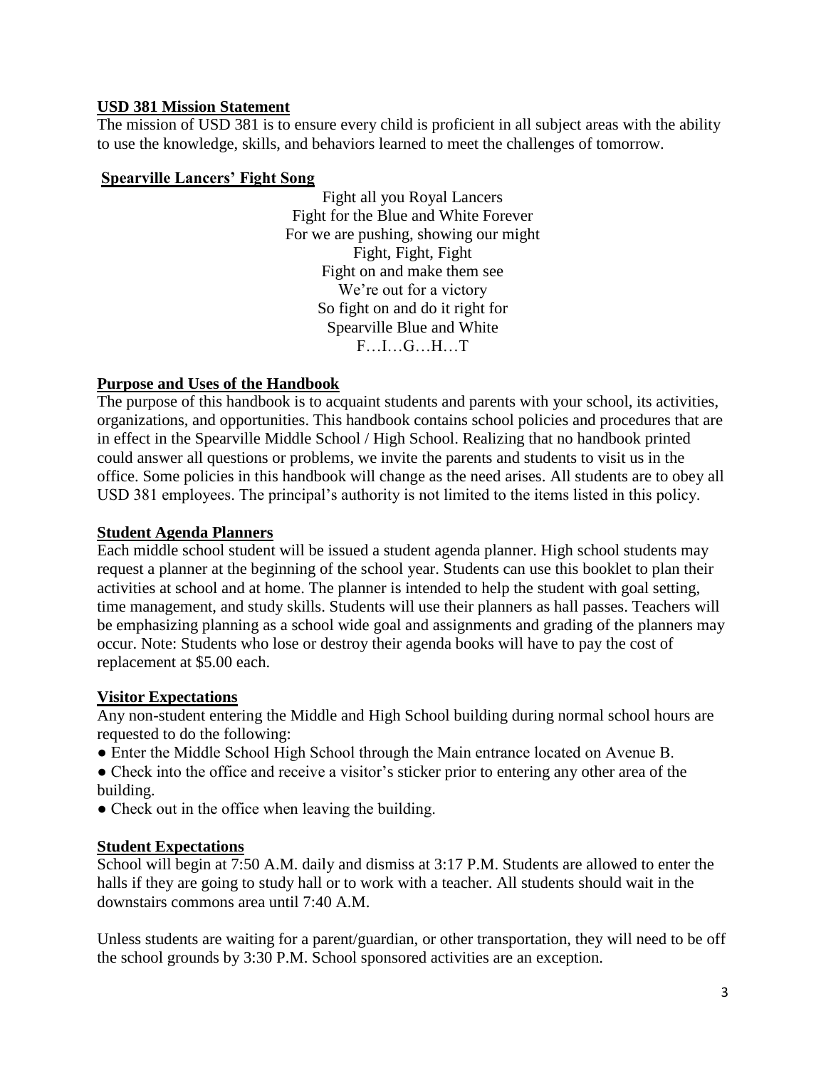## USD 381 Mission Statement

The mission of USD 381 is to ensure every child is proficient in all subject areas with the ability to use the knowledge, skills, and behaviors learned to meet the challenges of tomorrow.

## Spearville Lancers' Fight Song

Fight all you Royal Lancers
Fight for the Blue and White Forever
For we are pushing, showing our might
Fight, Fight, Fight
Fight on and make them see
We're out for a victory
So fight on and do it right for
Spearville Blue and White
F…I…G…H…T

## Purpose and Uses of the Handbook

The purpose of this handbook is to acquaint students and parents with your school, its activities, organizations, and opportunities. This handbook contains school policies and procedures that are in effect in the Spearville Middle School / High School. Realizing that no handbook printed could answer all questions or problems, we invite the parents and students to visit us in the office. Some policies in this handbook will change as the need arises. All students are to obey all USD 381 employees. The principal's authority is not limited to the items listed in this policy.

## Student Agenda Planners

Each middle school student will be issued a student agenda planner. High school students may request a planner at the beginning of the school year. Students can use this booklet to plan their activities at school and at home. The planner is intended to help the student with goal setting, time management, and study skills. Students will use their planners as hall passes. Teachers will be emphasizing planning as a school wide goal and assignments and grading of the planners may occur. Note: Students who lose or destroy their agenda books will have to pay the cost of replacement at $5.00 each.

## Visitor Expectations

Any non-student entering the Middle and High School building during normal school hours are requested to do the following:

- Enter the Middle School High School through the Main entrance located on Avenue B.
- Check into the office and receive a visitor's sticker prior to entering any other area of the building.
- Check out in the office when leaving the building.

## Student Expectations

School will begin at 7:50 A.M. daily and dismiss at 3:17 P.M. Students are allowed to enter the halls if they are going to study hall or to work with a teacher. All students should wait in the downstairs commons area until 7:40 A.M.

Unless students are waiting for a parent/guardian, or other transportation, they will need to be off the school grounds by 3:30 P.M. School sponsored activities are an exception.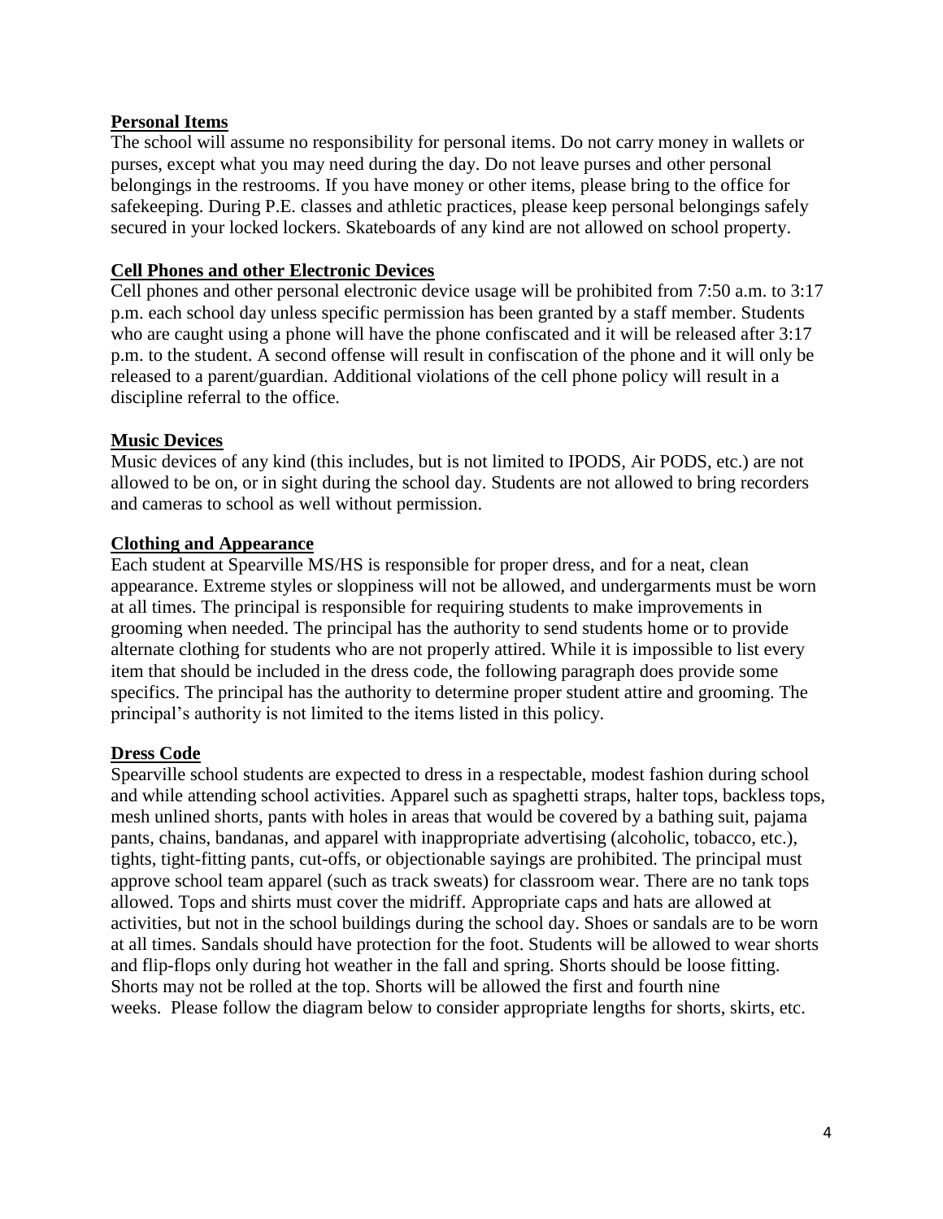## Personal Items

The school will assume no responsibility for personal items. Do not carry money in wallets or purses, except what you may need during the day. Do not leave purses and other personal belongings in the restrooms. If you have money or other items, please bring to the office for safekeeping. During P.E. classes and athletic practices, please keep personal belongings safely secured in your locked lockers. Skateboards of any kind are not allowed on school property.

## Cell Phones and other Electronic Devices

Cell phones and other personal electronic device usage will be prohibited from 7:50 a.m. to 3:17 p.m. each school day unless specific permission has been granted by a staff member. Students who are caught using a phone will have the phone confiscated and it will be released after 3:17 p.m. to the student. A second offense will result in confiscation of the phone and it will only be released to a parent/guardian. Additional violations of the cell phone policy will result in a discipline referral to the office.

## Music Devices

Music devices of any kind (this includes, but is not limited to IPODS, Air PODS, etc.) are not allowed to be on, or in sight during the school day. Students are not allowed to bring recorders and cameras to school as well without permission.

## Clothing and Appearance

Each student at Spearville MS/HS is responsible for proper dress, and for a neat, clean appearance. Extreme styles or sloppiness will not be allowed, and undergarments must be worn at all times. The principal is responsible for requiring students to make improvements in grooming when needed. The principal has the authority to send students home or to provide alternate clothing for students who are not properly attired. While it is impossible to list every item that should be included in the dress code, the following paragraph does provide some specifics. The principal has the authority to determine proper student attire and grooming. The principal's authority is not limited to the items listed in this policy.

## Dress Code

Spearville school students are expected to dress in a respectable, modest fashion during school and while attending school activities. Apparel such as spaghetti straps, halter tops, backless tops, mesh unlined shorts, pants with holes in areas that would be covered by a bathing suit, pajama pants, chains, bandanas, and apparel with inappropriate advertising (alcoholic, tobacco, etc.), tights, tight-fitting pants, cut-offs, or objectionable sayings are prohibited. The principal must approve school team apparel (such as track sweats) for classroom wear. There are no tank tops allowed. Tops and shirts must cover the midriff. Appropriate caps and hats are allowed at activities, but not in the school buildings during the school day. Shoes or sandals are to be worn at all times. Sandals should have protection for the foot. Students will be allowed to wear shorts and flip-flops only during hot weather in the fall and spring. Shorts should be loose fitting. Shorts may not be rolled at the top. Shorts will be allowed the first and fourth nine weeks. Please follow the diagram below to consider appropriate lengths for shorts, skirts, etc.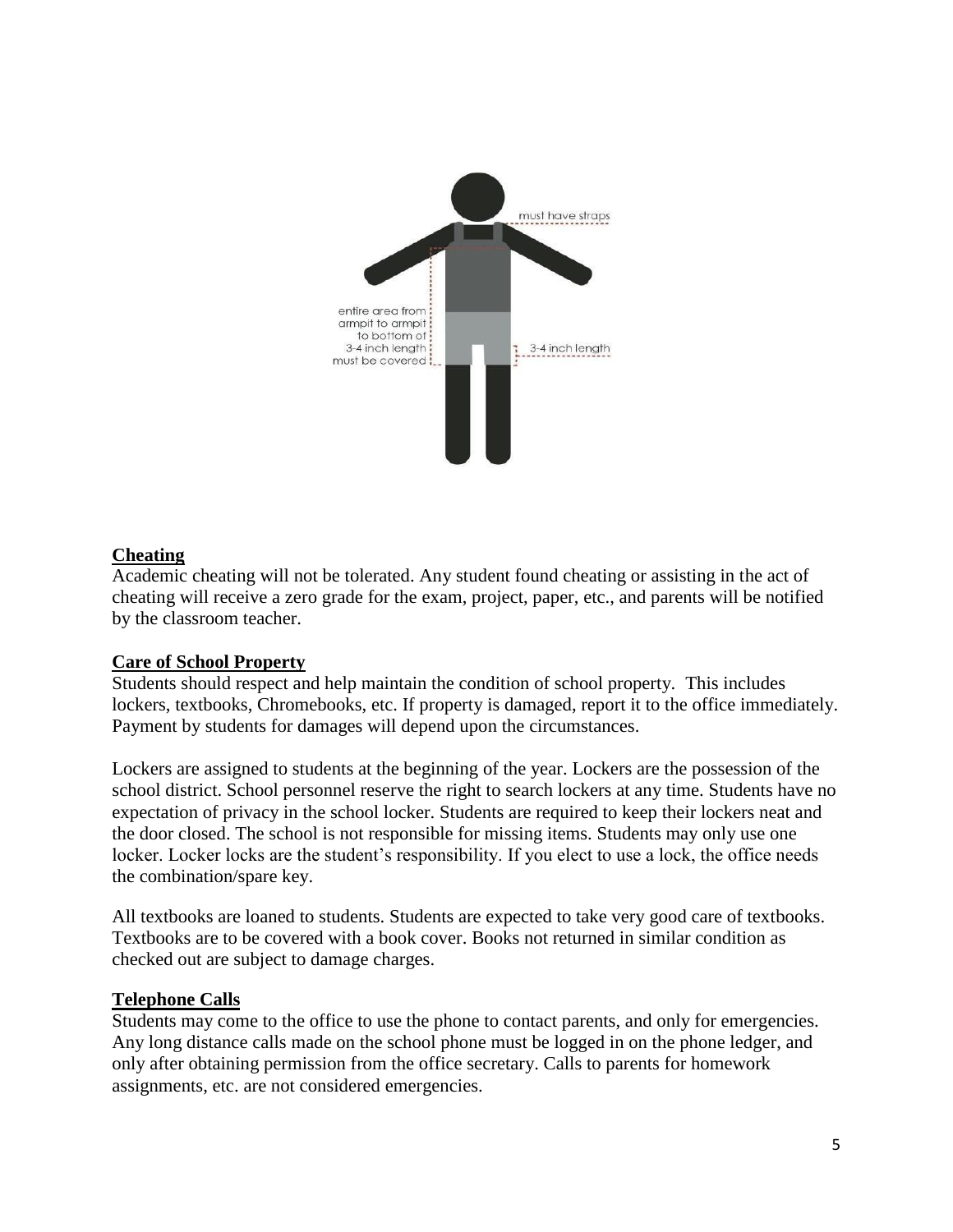must have straps

entire area from armpit to armpit to bottom of 3-4 inch length must be covered

3-4 inch length

**Cheating**

Academic cheating will not be tolerated. Any student found cheating or assisting in the act of cheating will receive a zero grade for the exam, project, paper, etc., and parents will be notified by the classroom teacher.

**Care of School Property**

Students should respect and help maintain the condition of school property. This includes lockers, textbooks, Chromebooks, etc. If property is damaged, report it to the office immediately. Payment by students for damages will depend upon the circumstances.

Lockers are assigned to students at the beginning of the year. Lockers are the possession of the school district. School personnel reserve the right to search lockers at any time. Students have no expectation of privacy in the school locker. Students are required to keep their lockers neat and the door closed. The school is not responsible for missing items. Students may only use one locker. Locker locks are the student's responsibility. If you elect to use a lock, the office needs the combination/spare key.

All textbooks are loaned to students. Students are expected to take very good care of textbooks. Textbooks are to be covered with a book cover. Books not returned in similar condition as checked out are subject to damage charges.

**Telephone Calls**

Students may come to the office to use the phone to contact parents, and only for emergencies. Any long distance calls made on the school phone must be logged in on the phone ledger, and only after obtaining permission from the office secretary. Calls to parents for homework assignments, etc. are not considered emergencies.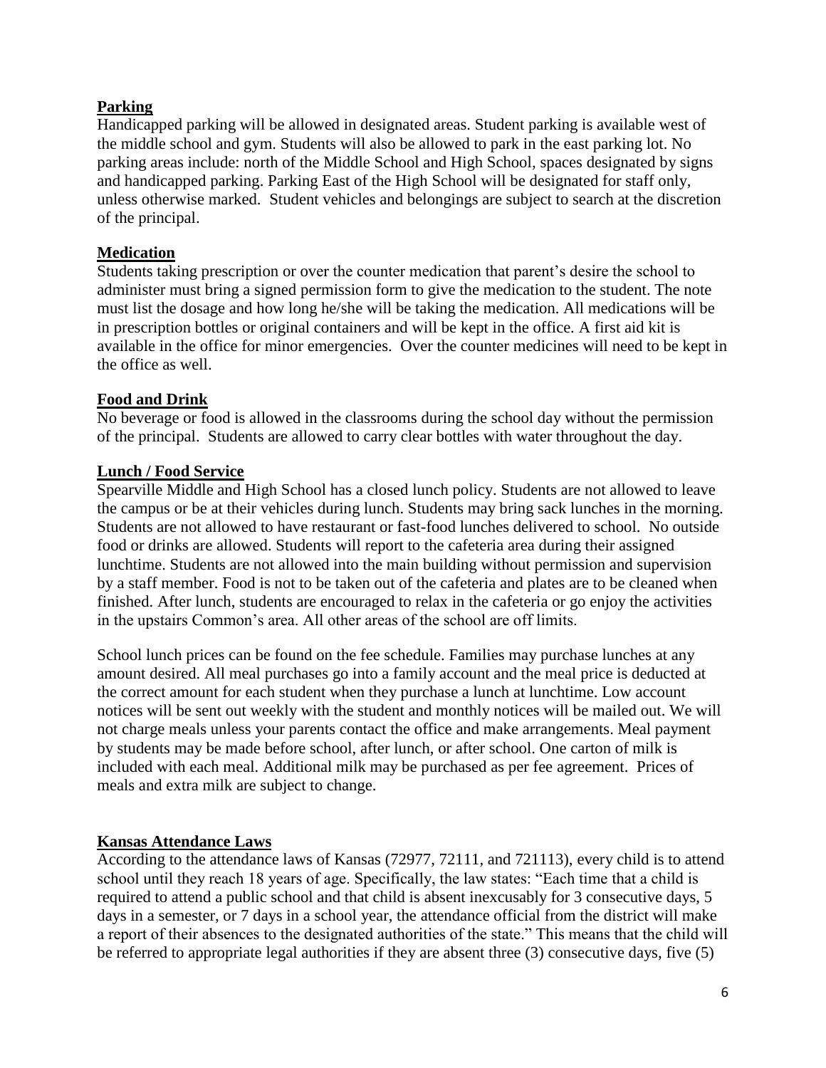## Parking

Handicapped parking will be allowed in designated areas. Student parking is available west of the middle school and gym. Students will also be allowed to park in the east parking lot. No parking areas include: north of the Middle School and High School, spaces designated by signs and handicapped parking. Parking East of the High School will be designated for staff only, unless otherwise marked. Student vehicles and belongings are subject to search at the discretion of the principal.

## Medication

Students taking prescription or over the counter medication that parent's desire the school to administer must bring a signed permission form to give the medication to the student. The note must list the dosage and how long he/she will be taking the medication. All medications will be in prescription bottles or original containers and will be kept in the office. A first aid kit is available in the office for minor emergencies. Over the counter medicines will need to be kept in the office as well.

## Food and Drink

No beverage or food is allowed in the classrooms during the school day without the permission of the principal. Students are allowed to carry clear bottles with water throughout the day.

## Lunch / Food Service

Spearville Middle and High School has a closed lunch policy. Students are not allowed to leave the campus or be at their vehicles during lunch. Students may bring sack lunches in the morning. Students are not allowed to have restaurant or fast-food lunches delivered to school. No outside food or drinks are allowed. Students will report to the cafeteria area during their assigned lunchtime. Students are not allowed into the main building without permission and supervision by a staff member. Food is not to be taken out of the cafeteria and plates are to be cleaned when finished. After lunch, students are encouraged to relax in the cafeteria or go enjoy the activities in the upstairs Common's area. All other areas of the school are off limits.

School lunch prices can be found on the fee schedule. Families may purchase lunches at any amount desired. All meal purchases go into a family account and the meal price is deducted at the correct amount for each student when they purchase a lunch at lunchtime. Low account notices will be sent out weekly with the student and monthly notices will be mailed out. We will not charge meals unless your parents contact the office and make arrangements. Meal payment by students may be made before school, after lunch, or after school. One carton of milk is included with each meal. Additional milk may be purchased as per fee agreement. Prices of meals and extra milk are subject to change.

## Kansas Attendance Laws

According to the attendance laws of Kansas (72977, 72111, and 721113), every child is to attend school until they reach 18 years of age. Specifically, the law states: "Each time that a child is required to attend a public school and that child is absent inexcusably for 3 consecutive days, 5 days in a semester, or 7 days in a school year, the attendance official from the district will make a report of their absences to the designated authorities of the state." This means that the child will be referred to appropriate legal authorities if they are absent three (3) consecutive days, five (5)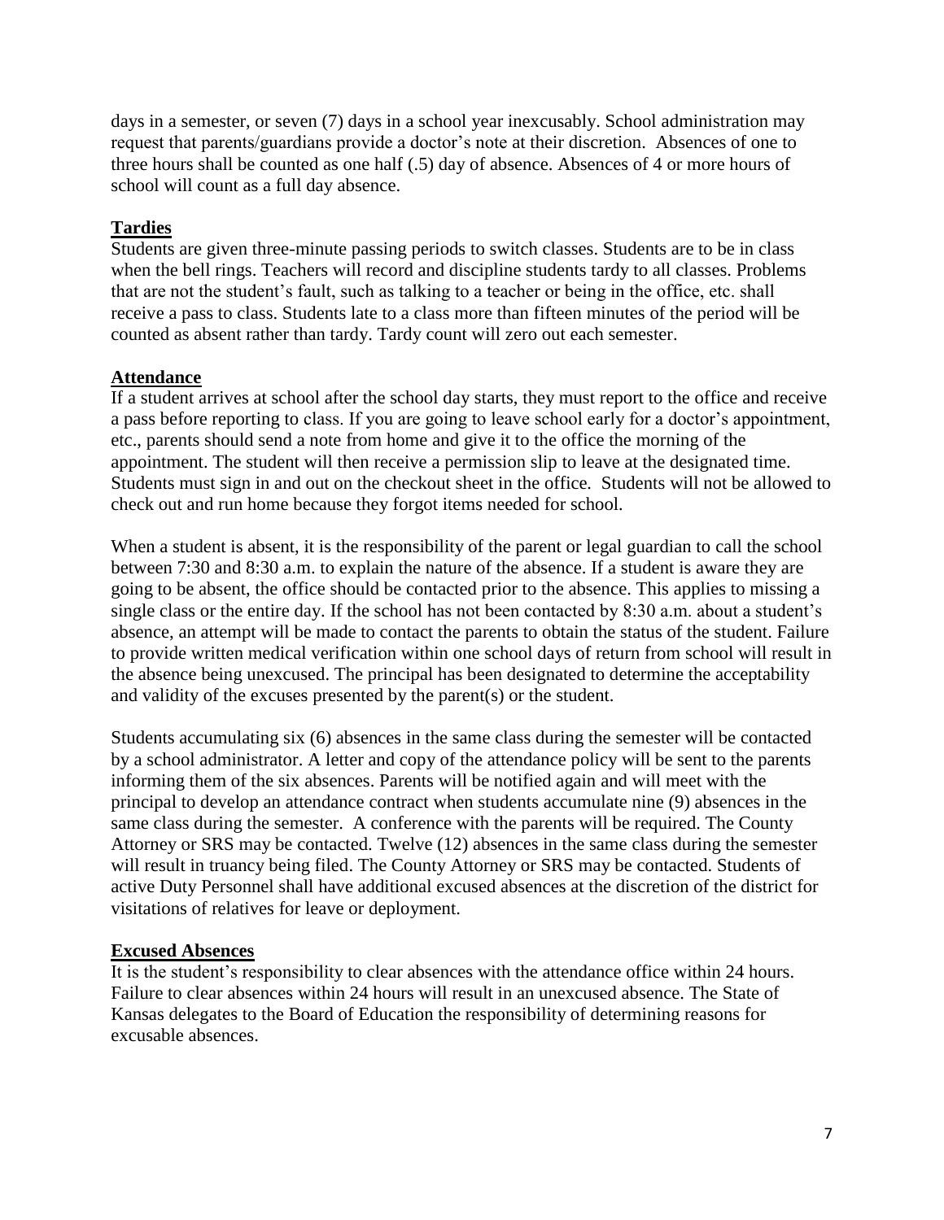days in a semester, or seven (7) days in a school year inexcusably. School administration may request that parents/guardians provide a doctor's note at their discretion. Absences of one to three hours shall be counted as one half (.5) day of absence. Absences of 4 or more hours of school will count as a full day absence.

## Tardies

Students are given three-minute passing periods to switch classes. Students are to be in class when the bell rings. Teachers will record and discipline students tardy to all classes. Problems that are not the student's fault, such as talking to a teacher or being in the office, etc. shall receive a pass to class. Students late to a class more than fifteen minutes of the period will be counted as absent rather than tardy. Tardy count will zero out each semester.

## Attendance

If a student arrives at school after the school day starts, they must report to the office and receive a pass before reporting to class. If you are going to leave school early for a doctor's appointment, etc., parents should send a note from home and give it to the office the morning of the appointment. The student will then receive a permission slip to leave at the designated time. Students must sign in and out on the checkout sheet in the office. Students will not be allowed to check out and run home because they forgot items needed for school.

When a student is absent, it is the responsibility of the parent or legal guardian to call the school between 7:30 and 8:30 a.m. to explain the nature of the absence. If a student is aware they are going to be absent, the office should be contacted prior to the absence. This applies to missing a single class or the entire day. If the school has not been contacted by 8:30 a.m. about a student's absence, an attempt will be made to contact the parents to obtain the status of the student. Failure to provide written medical verification within one school days of return from school will result in the absence being unexcused. The principal has been designated to determine the acceptability and validity of the excuses presented by the parent(s) or the student.

Students accumulating six (6) absences in the same class during the semester will be contacted by a school administrator. A letter and copy of the attendance policy will be sent to the parents informing them of the six absences. Parents will be notified again and will meet with the principal to develop an attendance contract when students accumulate nine (9) absences in the same class during the semester. A conference with the parents will be required. The County Attorney or SRS may be contacted. Twelve (12) absences in the same class during the semester will result in truancy being filed. The County Attorney or SRS may be contacted. Students of active Duty Personnel shall have additional excused absences at the discretion of the district for visitations of relatives for leave or deployment.

## Excused Absences

It is the student's responsibility to clear absences with the attendance office within 24 hours. Failure to clear absences within 24 hours will result in an unexcused absence. The State of Kansas delegates to the Board of Education the responsibility of determining reasons for excusable absences.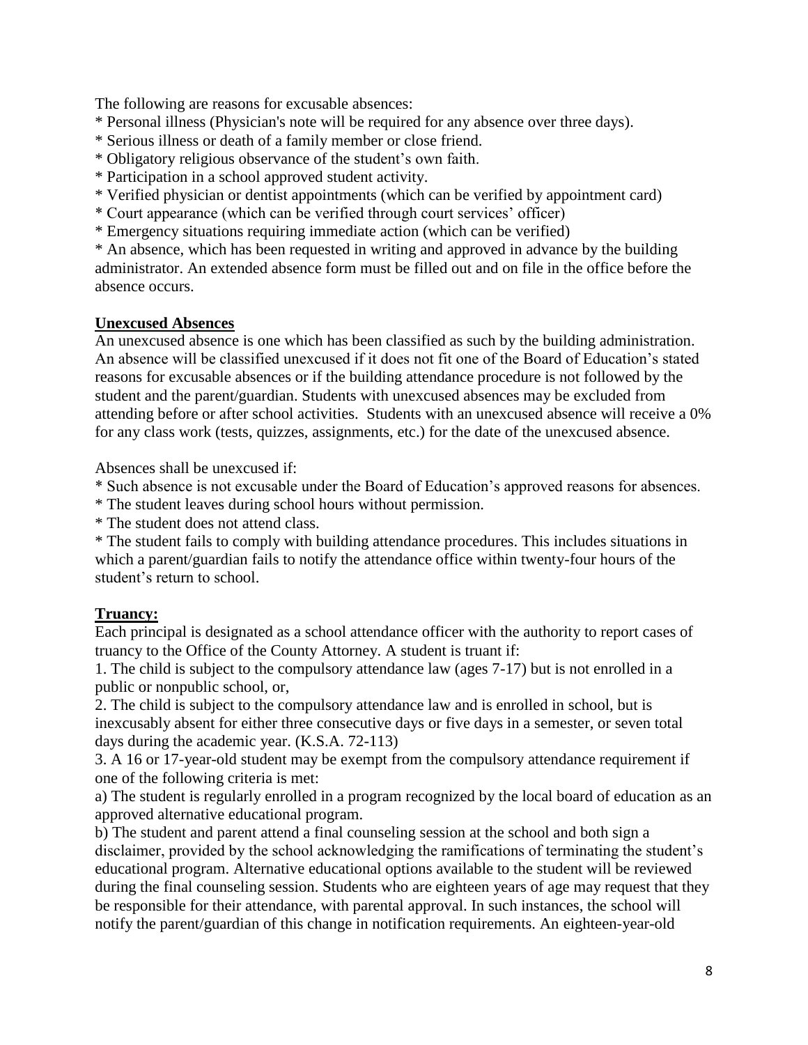The following are reasons for excusable absences:

* Personal illness (Physician's note will be required for any absence over three days).
* Serious illness or death of a family member or close friend.
* Obligatory religious observance of the student's own faith.
* Participation in a school approved student activity.
* Verified physician or dentist appointments (which can be verified by appointment card)
* Court appearance (which can be verified through court services' officer)
* Emergency situations requiring immediate action (which can be verified)
* An absence, which has been requested in writing and approved in advance by the building administrator. An extended absence form must be filled out and on file in the office before the absence occurs.

**Unexcused Absences**

An unexcused absence is one which has been classified as such by the building administration. An absence will be classified unexcused if it does not fit one of the Board of Education's stated reasons for excusable absences or if the building attendance procedure is not followed by the student and the parent/guardian. Students with unexcused absences may be excluded from attending before or after school activities. Students with an unexcused absence will receive a 0% for any class work (tests, quizzes, assignments, etc.) for the date of the unexcused absence.

Absences shall be unexcused if:

* Such absence is not excusable under the Board of Education's approved reasons for absences.
* The student leaves during school hours without permission.
* The student does not attend class.
* The student fails to comply with building attendance procedures. This includes situations in which a parent/guardian fails to notify the attendance office within twenty-four hours of the student's return to school.

**Truancy:**

Each principal is designated as a school attendance officer with the authority to report cases of truancy to the Office of the County Attorney. A student is truant if:

1. The child is subject to the compulsory attendance law (ages 7-17) but is not enrolled in a public or nonpublic school, or,
2. The child is subject to the compulsory attendance law and is enrolled in school, but is inexcusably absent for either three consecutive days or five days in a semester, or seven total days during the academic year. (K.S.A. 72-113)
3. A 16 or 17-year-old student may be exempt from the compulsory attendance requirement if one of the following criteria is met:

a) The student is regularly enrolled in a program recognized by the local board of education as an approved alternative educational program.

b) The student and parent attend a final counseling session at the school and both sign a disclaimer, provided by the school acknowledging the ramifications of terminating the student's educational program. Alternative educational options available to the student will be reviewed during the final counseling session. Students who are eighteen years of age may request that they be responsible for their attendance, with parental approval. In such instances, the school will notify the parent/guardian of this change in notification requirements. An eighteen-year-old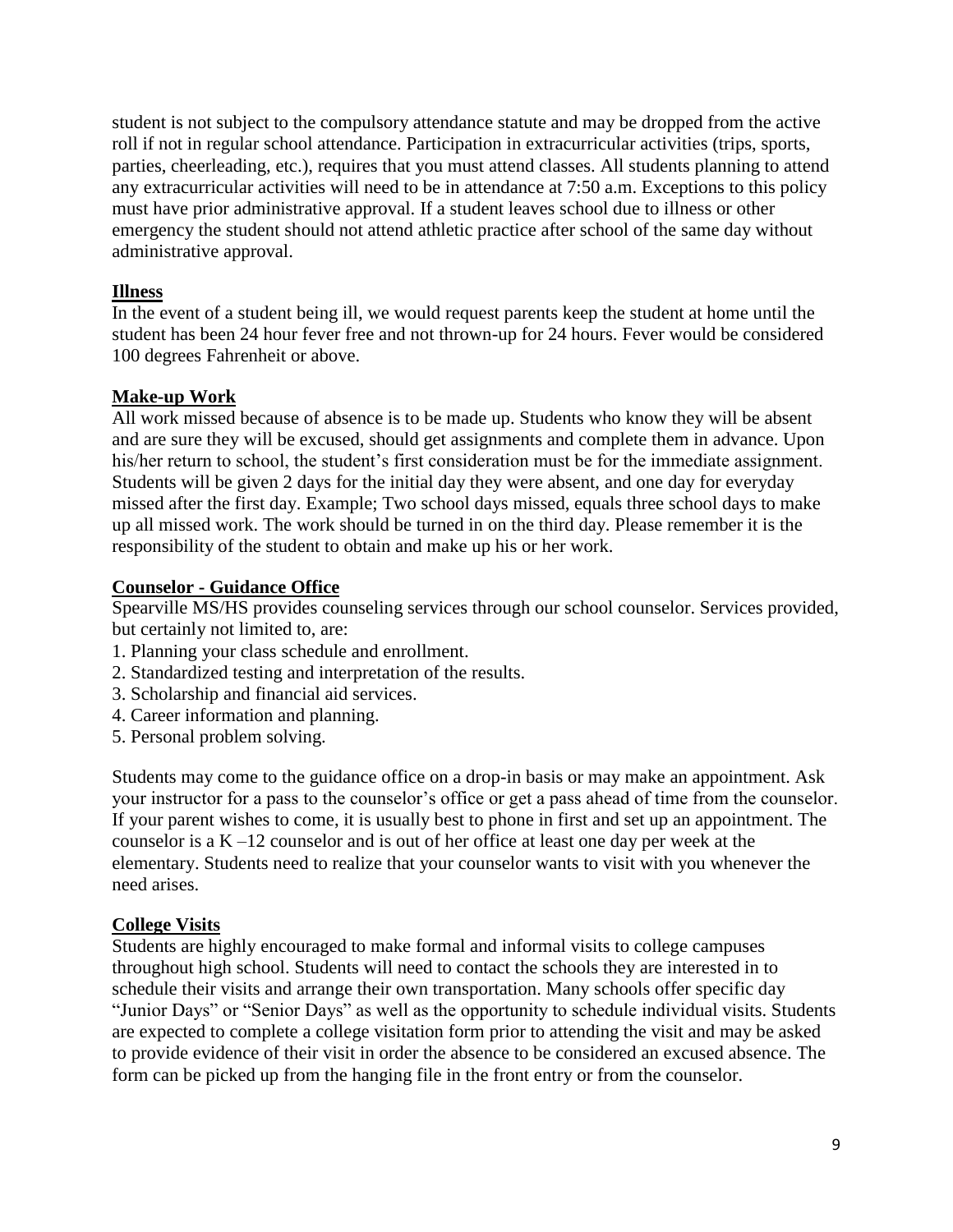student is not subject to the compulsory attendance statute and may be dropped from the active roll if not in regular school attendance. Participation in extracurricular activities (trips, sports, parties, cheerleading, etc.), requires that you must attend classes. All students planning to attend any extracurricular activities will need to be in attendance at 7:50 a.m. Exceptions to this policy must have prior administrative approval. If a student leaves school due to illness or other emergency the student should not attend athletic practice after school of the same day without administrative approval.

**Illness**

In the event of a student being ill, we would request parents keep the student at home until the student has been 24 hour fever free and not thrown-up for 24 hours. Fever would be considered 100 degrees Fahrenheit or above.

**Make-up Work**

All work missed because of absence is to be made up. Students who know they will be absent and are sure they will be excused, should get assignments and complete them in advance. Upon his/her return to school, the student's first consideration must be for the immediate assignment. Students will be given 2 days for the initial day they were absent, and one day for everyday missed after the first day. Example; Two school days missed, equals three school days to make up all missed work. The work should be turned in on the third day. Please remember it is the responsibility of the student to obtain and make up his or her work.

**Counselor - Guidance Office**

Spearville MS/HS provides counseling services through our school counselor. Services provided, but certainly not limited to, are:

1. Planning your class schedule and enrollment.
2. Standardized testing and interpretation of the results.
3. Scholarship and financial aid services.
4. Career information and planning.
5. Personal problem solving.

Students may come to the guidance office on a drop-in basis or may make an appointment. Ask your instructor for a pass to the counselor's office or get a pass ahead of time from the counselor. If your parent wishes to come, it is usually best to phone in first and set up an appointment. The counselor is a K –12 counselor and is out of her office at least one day per week at the elementary. Students need to realize that your counselor wants to visit with you whenever the need arises.

**College Visits**

Students are highly encouraged to make formal and informal visits to college campuses throughout high school. Students will need to contact the schools they are interested in to schedule their visits and arrange their own transportation. Many schools offer specific day "Junior Days" or "Senior Days" as well as the opportunity to schedule individual visits. Students are expected to complete a college visitation form prior to attending the visit and may be asked to provide evidence of their visit in order the absence to be considered an excused absence. The form can be picked up from the hanging file in the front entry or from the counselor.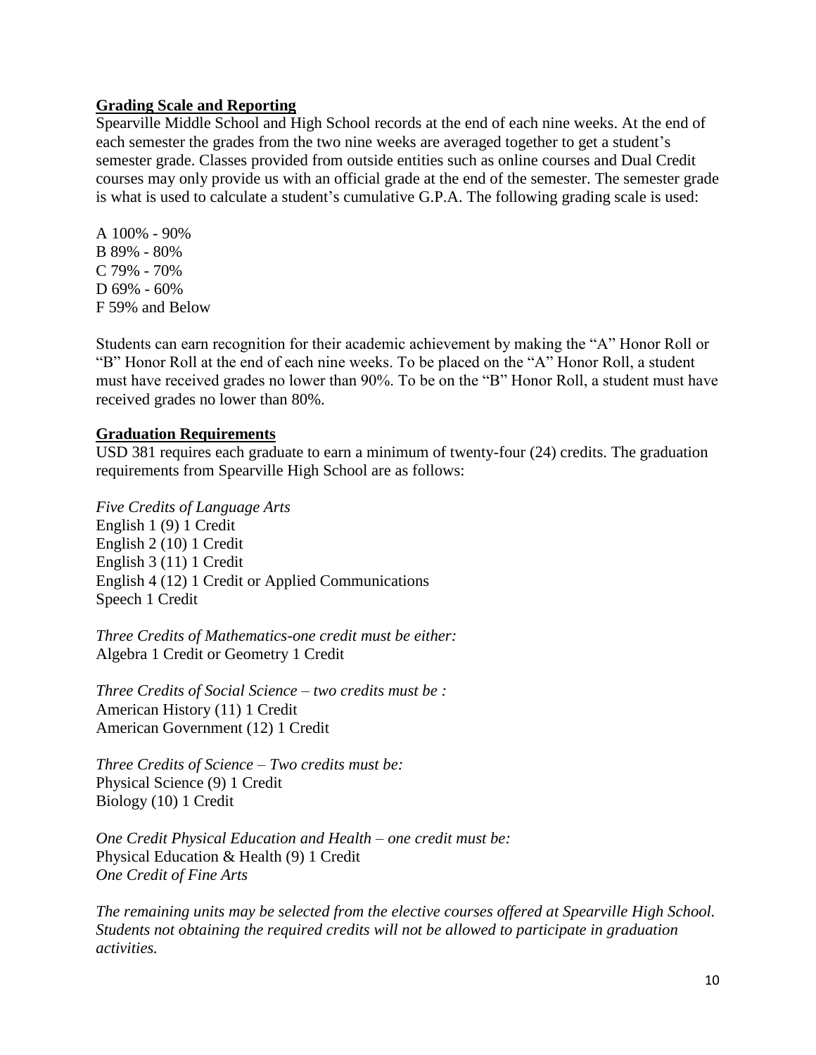## Grading Scale and Reporting

Spearville Middle School and High School records at the end of each nine weeks. At the end of each semester the grades from the two nine weeks are averaged together to get a student's semester grade. Classes provided from outside entities such as online courses and Dual Credit courses may only provide us with an official grade at the end of the semester. The semester grade is what is used to calculate a student's cumulative G.P.A. The following grading scale is used:

A 100% - 90%
B 89% - 80%
C 79% - 70%
D 69% - 60%
F 59% and Below

Students can earn recognition for their academic achievement by making the "A" Honor Roll or "B" Honor Roll at the end of each nine weeks. To be placed on the "A" Honor Roll, a student must have received grades no lower than 90%. To be on the "B" Honor Roll, a student must have received grades no lower than 80%.

## Graduation Requirements

USD 381 requires each graduate to earn a minimum of twenty-four (24) credits. The graduation requirements from Spearville High School are as follows:

*Five Credits of Language Arts*
English 1 (9) 1 Credit
English 2 (10) 1 Credit
English 3 (11) 1 Credit
English 4 (12) 1 Credit or Applied Communications
Speech 1 Credit

*Three Credits of Mathematics-one credit must be either:*
Algebra 1 Credit or Geometry 1 Credit

*Three Credits of Social Science – two credits must be :*
American History (11) 1 Credit
American Government (12) 1 Credit

*Three Credits of Science – Two credits must be:*
Physical Science (9) 1 Credit
Biology (10) 1 Credit

*One Credit Physical Education and Health – one credit must be:*
Physical Education & Health (9) 1 Credit
*One Credit of Fine Arts*

*The remaining units may be selected from the elective courses offered at Spearville High School. Students not obtaining the required credits will not be allowed to participate in graduation activities.*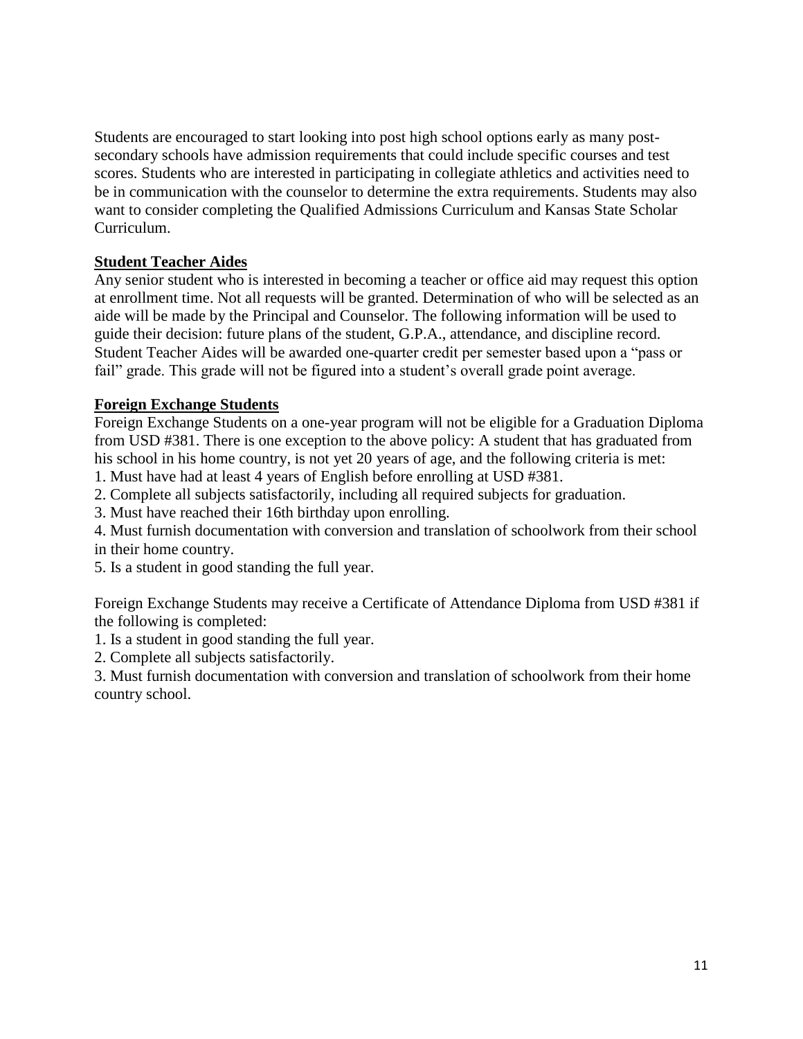Students are encouraged to start looking into post high school options early as many post-secondary schools have admission requirements that could include specific courses and test scores. Students who are interested in participating in collegiate athletics and activities need to be in communication with the counselor to determine the extra requirements. Students may also want to consider completing the Qualified Admissions Curriculum and Kansas State Scholar Curriculum.

## Student Teacher Aides

Any senior student who is interested in becoming a teacher or office aid may request this option at enrollment time. Not all requests will be granted. Determination of who will be selected as an aide will be made by the Principal and Counselor. The following information will be used to guide their decision: future plans of the student, G.P.A., attendance, and discipline record. Student Teacher Aides will be awarded one-quarter credit per semester based upon a "pass or fail" grade. This grade will not be figured into a student's overall grade point average.

## Foreign Exchange Students

Foreign Exchange Students on a one-year program will not be eligible for a Graduation Diploma from USD #381. There is one exception to the above policy: A student that has graduated from his school in his home country, is not yet 20 years of age, and the following criteria is met:

1. Must have had at least 4 years of English before enrolling at USD #381.
2. Complete all subjects satisfactorily, including all required subjects for graduation.
3. Must have reached their 16th birthday upon enrolling.
4. Must furnish documentation with conversion and translation of schoolwork from their school in their home country.
5. Is a student in good standing the full year.

Foreign Exchange Students may receive a Certificate of Attendance Diploma from USD #381 if the following is completed:

1. Is a student in good standing the full year.
2. Complete all subjects satisfactorily.
3. Must furnish documentation with conversion and translation of schoolwork from their home country school.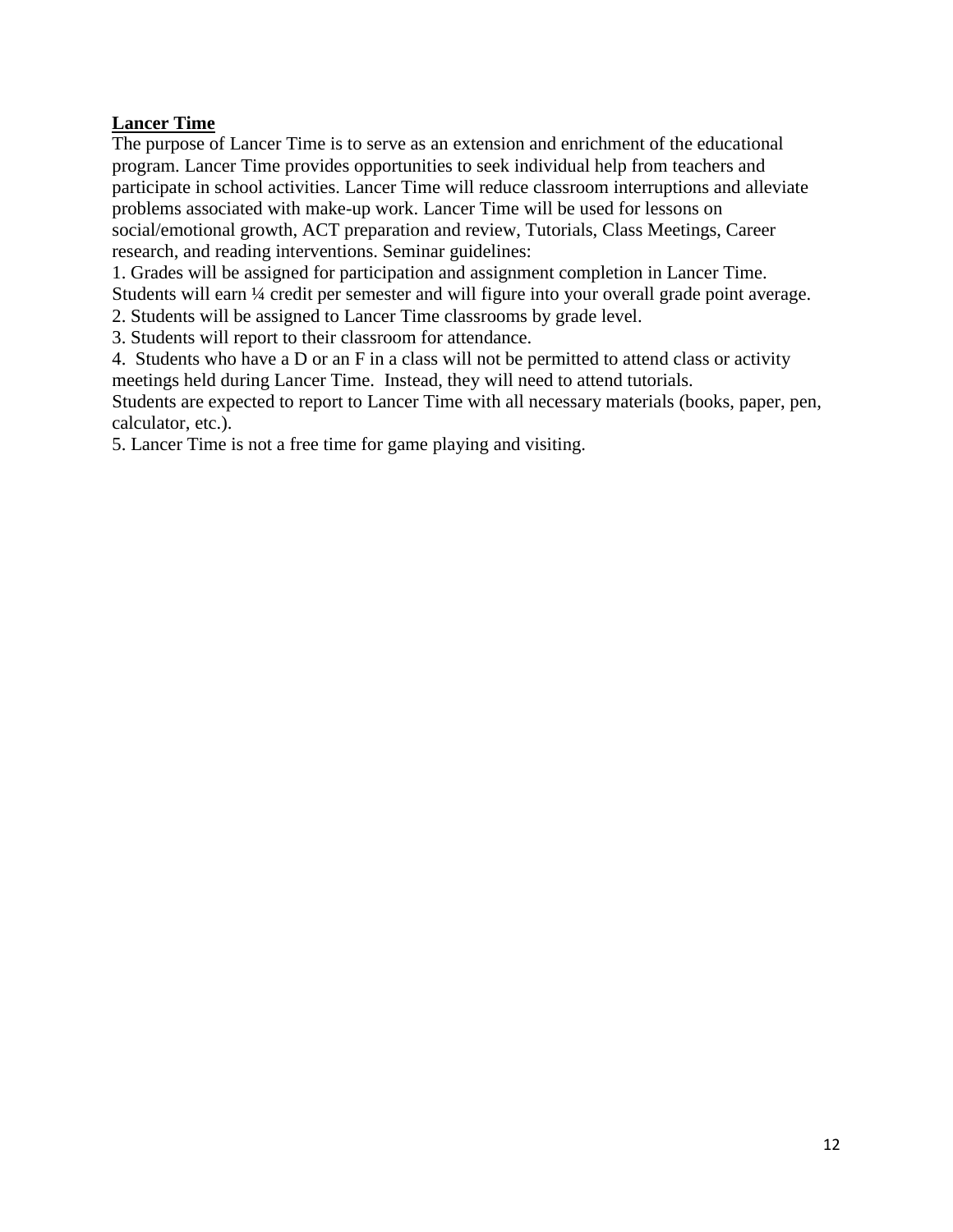## Lancer Time

The purpose of Lancer Time is to serve as an extension and enrichment of the educational program. Lancer Time provides opportunities to seek individual help from teachers and participate in school activities. Lancer Time will reduce classroom interruptions and alleviate problems associated with make-up work. Lancer Time will be used for lessons on social/emotional growth, ACT preparation and review, Tutorials, Class Meetings, Career research, and reading interventions. Seminar guidelines:

1. Grades will be assigned for participation and assignment completion in Lancer Time. Students will earn ¼ credit per semester and will figure into your overall grade point average.
2. Students will be assigned to Lancer Time classrooms by grade level.
3. Students will report to their classroom for attendance.
4. Students who have a D or an F in a class will not be permitted to attend class or activity meetings held during Lancer Time. Instead, they will need to attend tutorials.

Students are expected to report to Lancer Time with all necessary materials (books, paper, pen, calculator, etc.).

5. Lancer Time is not a free time for game playing and visiting.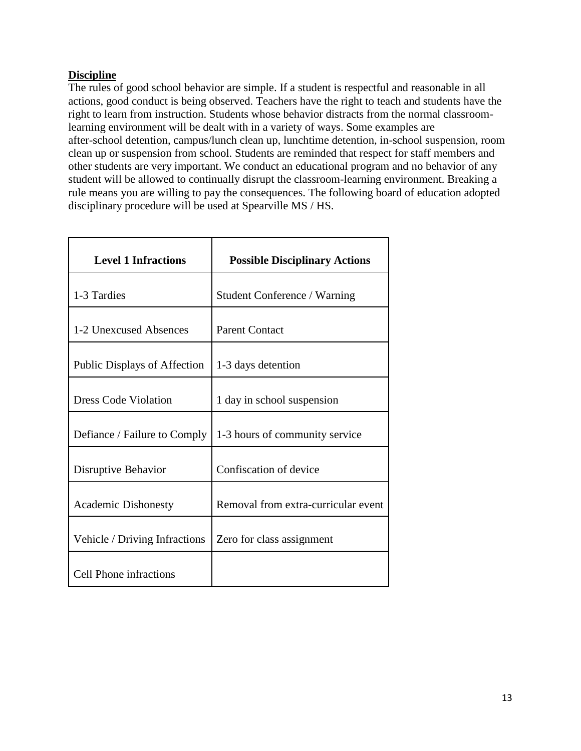## Discipline

The rules of good school behavior are simple. If a student is respectful and reasonable in all actions, good conduct is being observed. Teachers have the right to teach and students have the right to learn from instruction. Students whose behavior distracts from the normal classroom-learning environment will be dealt with in a variety of ways. Some examples are after-school detention, campus/lunch clean up, lunchtime detention, in-school suspension, room clean up or suspension from school. Students are reminded that respect for staff members and other students are very important. We conduct an educational program and no behavior of any student will be allowed to continually disrupt the classroom-learning environment. Breaking a rule means you are willing to pay the consequences. The following board of education adopted disciplinary procedure will be used at Spearville MS / HS.

| Level 1 Infractions | Possible Disciplinary Actions |
|---|---|
| 1-3 Tardies | Student Conference / Warning |
| 1-2 Unexcused Absences | Parent Contact |
| Public Displays of Affection | 1-3 days detention |
| Dress Code Violation | 1 day in school suspension |
| Defiance / Failure to Comply | 1-3 hours of community service |
| Disruptive Behavior | Confiscation of device |
| Academic Dishonesty | Removal from extra-curricular event |
| Vehicle / Driving Infractions | Zero for class assignment |
| Cell Phone infractions | |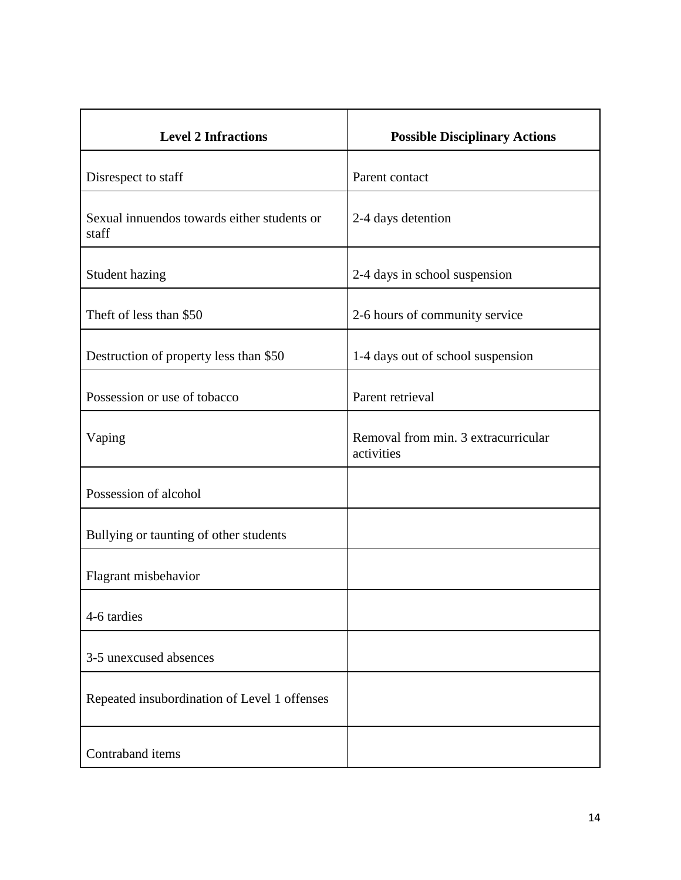| Level 2 Infractions | Possible Disciplinary Actions |
| --- | --- |
| Disrespect to staff | Parent contact |
| Sexual innuendos towards either students or staff | 2-4 days detention |
| Student hazing | 2-4 days in school suspension |
| Theft of less than $50 | 2-6 hours of community service |
| Destruction of property less than $50 | 1-4 days out of school suspension |
| Possession or use of tobacco | Parent retrieval |
| Vaping | Removal from min. 3 extracurricular activities |
| Possession of alcohol | |
| Bullying or taunting of other students | |
| Flagrant misbehavior | |
| 4-6 tardies | |
| 3-5 unexcused absences | |
| Repeated insubordination of Level 1 offenses | |
| Contraband items | |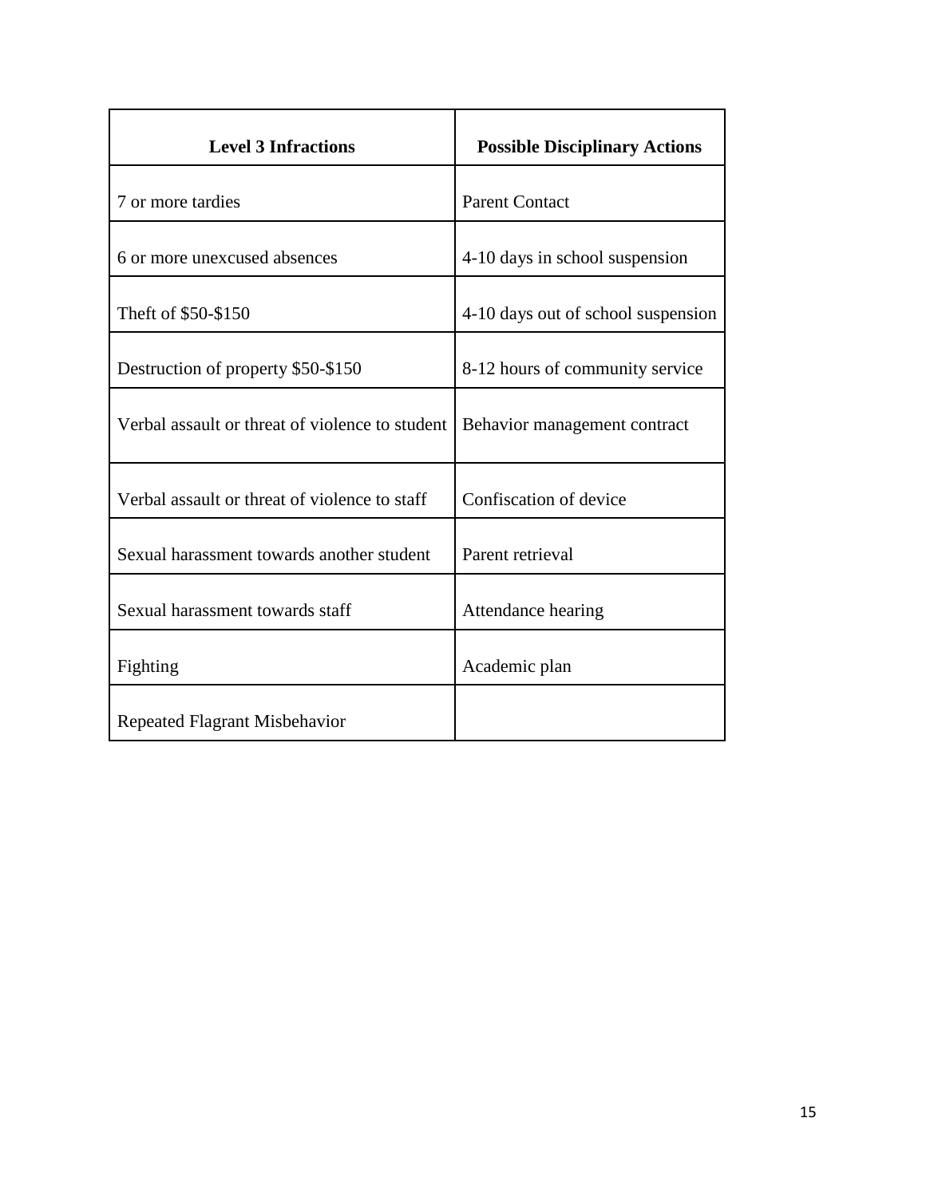| Level 3 Infractions | Possible Disciplinary Actions |
|---|---|
| 7 or more tardies | Parent Contact |
| 6 or more unexcused absences | 4-10 days in school suspension |
| Theft of $50-$150 | 4-10 days out of school suspension |
| Destruction of property $50-$150 | 8-12 hours of community service |
| Verbal assault or threat of violence to student | Behavior management contract |
| Verbal assault or threat of violence to staff | Confiscation of device |
| Sexual harassment towards another student | Parent retrieval |
| Sexual harassment towards staff | Attendance hearing |
| Fighting | Academic plan |
| Repeated Flagrant Misbehavior | |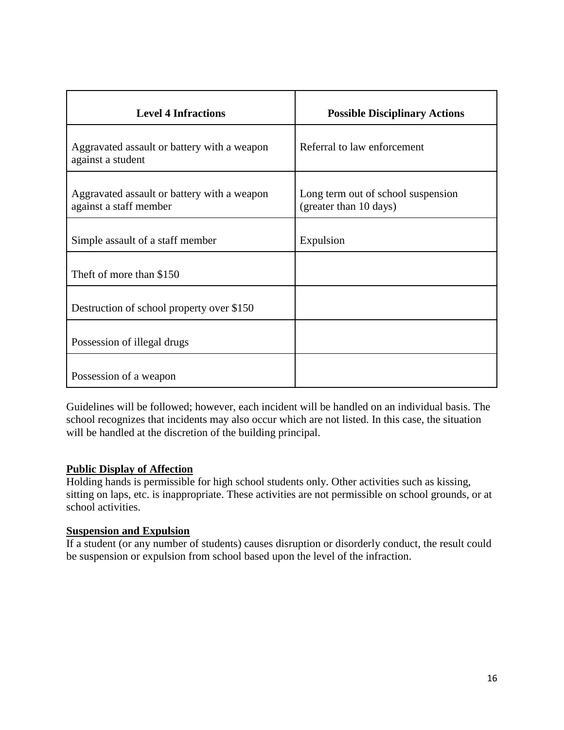| Level 4 Infractions | Possible Disciplinary Actions |
|---|---|
| Aggravated assault or battery with a weapon against a student | Referral to law enforcement |
| Aggravated assault or battery with a weapon against a staff member | Long term out of school suspension (greater than 10 days) |
| Simple assault of a staff member | Expulsion |
| Theft of more than $150 | |
| Destruction of school property over $150 | |
| Possession of illegal drugs | |
| Possession of a weapon | |

Guidelines will be followed; however, each incident will be handled on an individual basis. The school recognizes that incidents may also occur which are not listed. In this case, the situation will be handled at the discretion of the building principal.

**Public Display of Affection**

Holding hands is permissible for high school students only. Other activities such as kissing, sitting on laps, etc. is inappropriate. These activities are not permissible on school grounds, or at school activities.

**Suspension and Expulsion**

If a student (or any number of students) causes disruption or disorderly conduct, the result could be suspension or expulsion from school based upon the level of the infraction.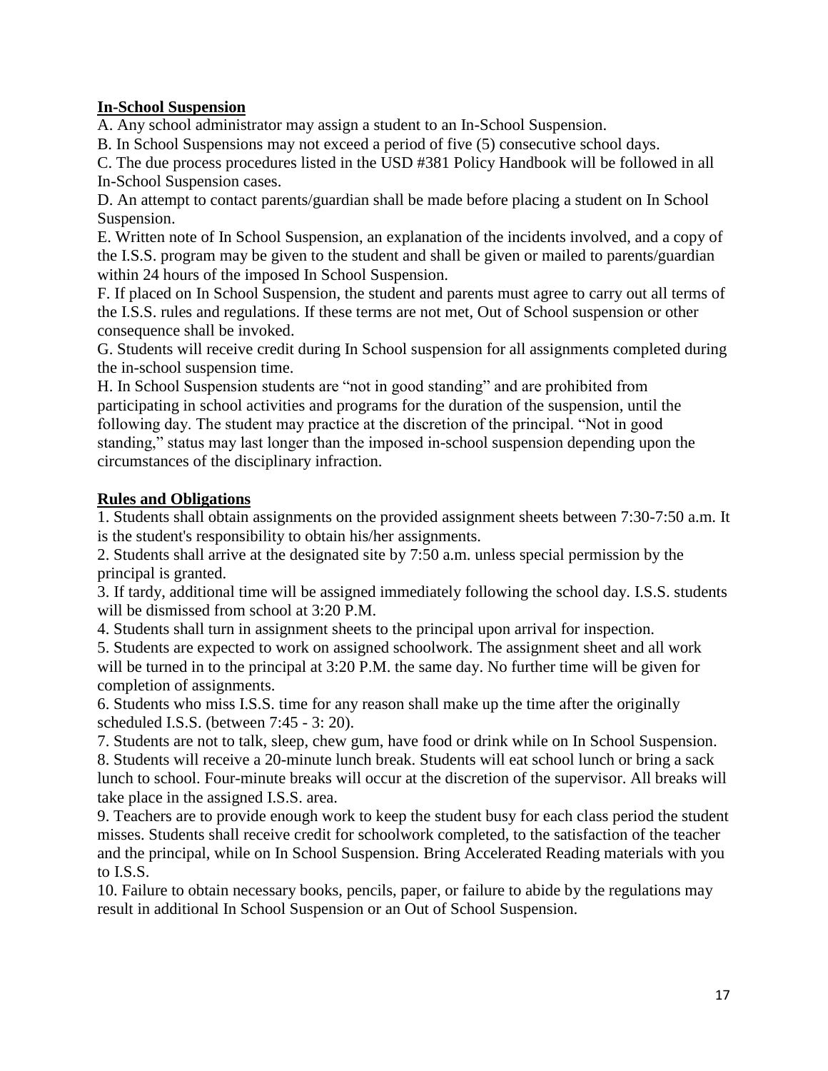**In-School Suspension**

A. Any school administrator may assign a student to an In-School Suspension.

B. In School Suspensions may not exceed a period of five (5) consecutive school days.

C. The due process procedures listed in the USD #381 Policy Handbook will be followed in all In-School Suspension cases.

D. An attempt to contact parents/guardian shall be made before placing a student on In School Suspension.

E. Written note of In School Suspension, an explanation of the incidents involved, and a copy of the I.S.S. program may be given to the student and shall be given or mailed to parents/guardian within 24 hours of the imposed In School Suspension.

F. If placed on In School Suspension, the student and parents must agree to carry out all terms of the I.S.S. rules and regulations. If these terms are not met, Out of School suspension or other consequence shall be invoked.

G. Students will receive credit during In School suspension for all assignments completed during the in-school suspension time.

H. In School Suspension students are "not in good standing" and are prohibited from participating in school activities and programs for the duration of the suspension, until the following day. The student may practice at the discretion of the principal. "Not in good standing," status may last longer than the imposed in-school suspension depending upon the circumstances of the disciplinary infraction.

**Rules and Obligations**

1. Students shall obtain assignments on the provided assignment sheets between 7:30-7:50 a.m. It is the student's responsibility to obtain his/her assignments.
2. Students shall arrive at the designated site by 7:50 a.m. unless special permission by the principal is granted.
3. If tardy, additional time will be assigned immediately following the school day. I.S.S. students will be dismissed from school at 3:20 P.M.
4. Students shall turn in assignment sheets to the principal upon arrival for inspection.
5. Students are expected to work on assigned schoolwork. The assignment sheet and all work will be turned in to the principal at 3:20 P.M. the same day. No further time will be given for completion of assignments.
6. Students who miss I.S.S. time for any reason shall make up the time after the originally scheduled I.S.S. (between 7:45 - 3: 20).
7. Students are not to talk, sleep, chew gum, have food or drink while on In School Suspension.
8. Students will receive a 20-minute lunch break. Students will eat school lunch or bring a sack lunch to school. Four-minute breaks will occur at the discretion of the supervisor. All breaks will take place in the assigned I.S.S. area.
9. Teachers are to provide enough work to keep the student busy for each class period the student misses. Students shall receive credit for schoolwork completed, to the satisfaction of the teacher and the principal, while on In School Suspension. Bring Accelerated Reading materials with you to I.S.S.
10. Failure to obtain necessary books, pencils, paper, or failure to abide by the regulations may result in additional In School Suspension or an Out of School Suspension.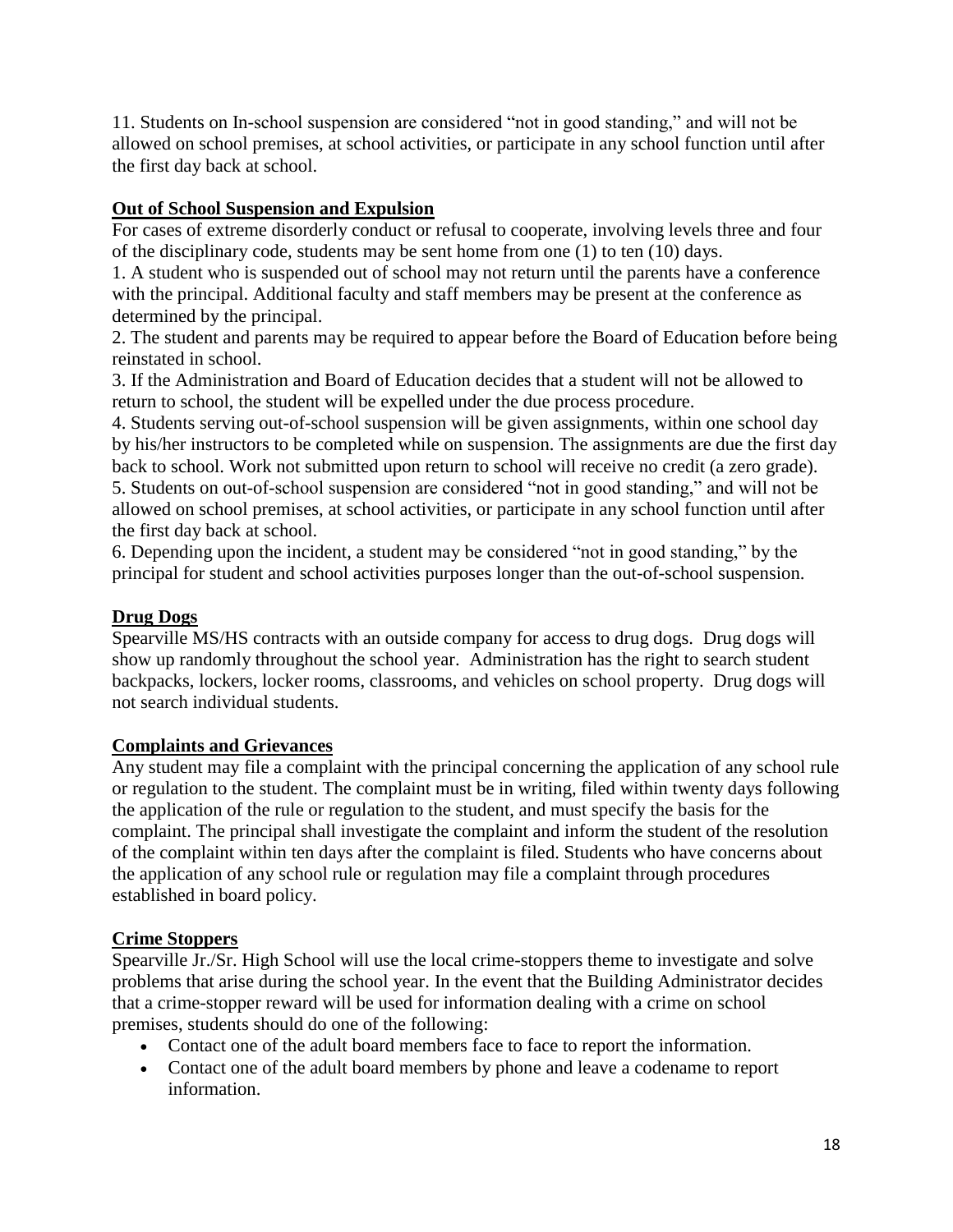11. Students on In-school suspension are considered "not in good standing," and will not be allowed on school premises, at school activities, or participate in any school function until after the first day back at school.

**Out of School Suspension and Expulsion**

For cases of extreme disorderly conduct or refusal to cooperate, involving levels three and four of the disciplinary code, students may be sent home from one (1) to ten (10) days.

1. A student who is suspended out of school may not return until the parents have a conference with the principal. Additional faculty and staff members may be present at the conference as determined by the principal.
2. The student and parents may be required to appear before the Board of Education before being reinstated in school.
3. If the Administration and Board of Education decides that a student will not be allowed to return to school, the student will be expelled under the due process procedure.
4. Students serving out-of-school suspension will be given assignments, within one school day by his/her instructors to be completed while on suspension. The assignments are due the first day back to school. Work not submitted upon return to school will receive no credit (a zero grade).
5. Students on out-of-school suspension are considered "not in good standing," and will not be allowed on school premises, at school activities, or participate in any school function until after the first day back at school.
6. Depending upon the incident, a student may be considered "not in good standing," by the principal for student and school activities purposes longer than the out-of-school suspension.

**Drug Dogs**

Spearville MS/HS contracts with an outside company for access to drug dogs. Drug dogs will show up randomly throughout the school year. Administration has the right to search student backpacks, lockers, locker rooms, classrooms, and vehicles on school property. Drug dogs will not search individual students.

**Complaints and Grievances**

Any student may file a complaint with the principal concerning the application of any school rule or regulation to the student. The complaint must be in writing, filed within twenty days following the application of the rule or regulation to the student, and must specify the basis for the complaint. The principal shall investigate the complaint and inform the student of the resolution of the complaint within ten days after the complaint is filed. Students who have concerns about the application of any school rule or regulation may file a complaint through procedures established in board policy.

**Crime Stoppers**

Spearville Jr./Sr. High School will use the local crime-stoppers theme to investigate and solve problems that arise during the school year. In the event that the Building Administrator decides that a crime-stopper reward will be used for information dealing with a crime on school premises, students should do one of the following:

- Contact one of the adult board members face to face to report the information.
- Contact one of the adult board members by phone and leave a codename to report information.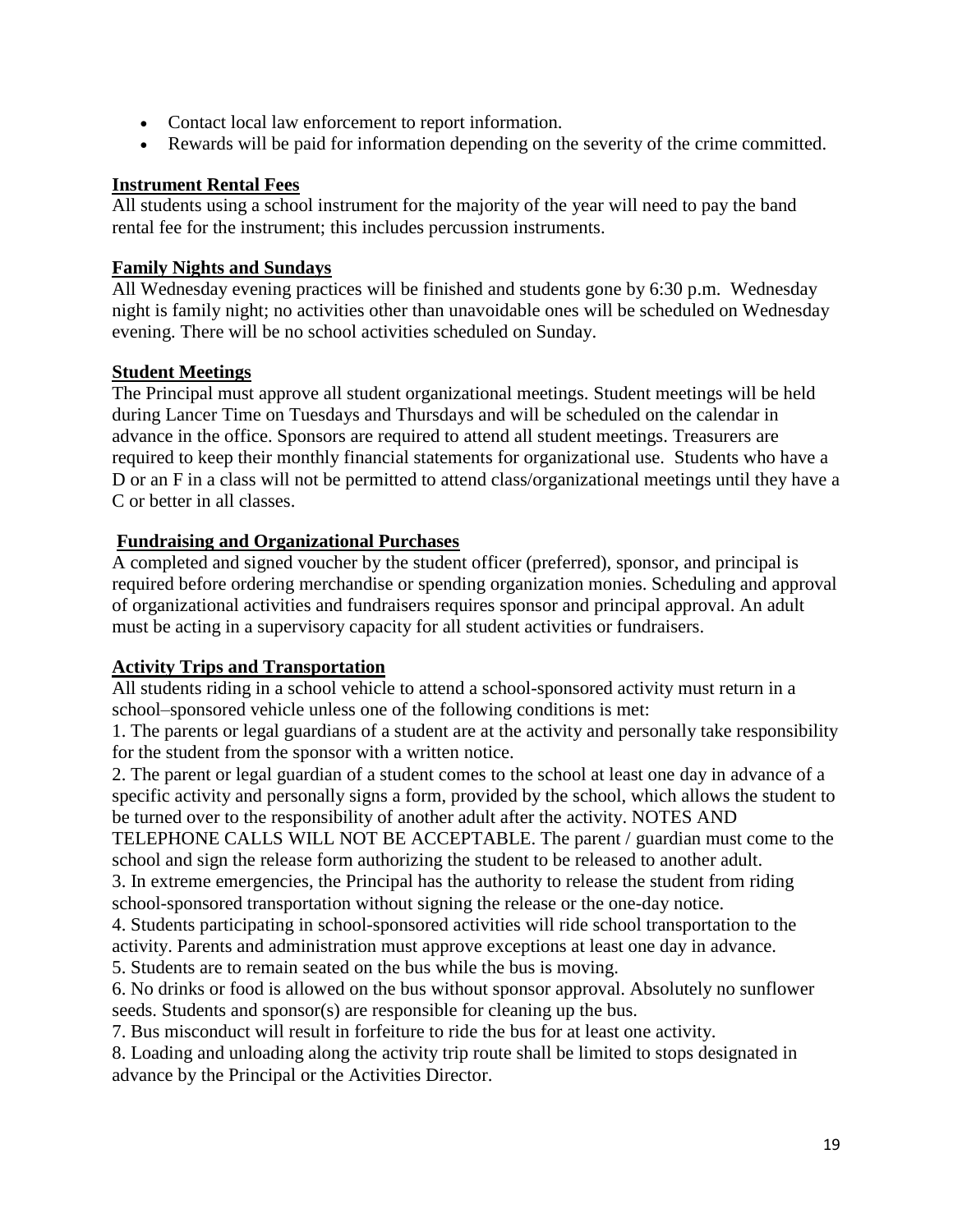- Contact local law enforcement to report information.
- Rewards will be paid for information depending on the severity of the crime committed.

**Instrument Rental Fees**

All students using a school instrument for the majority of the year will need to pay the band rental fee for the instrument; this includes percussion instruments.

**Family Nights and Sundays**

All Wednesday evening practices will be finished and students gone by 6:30 p.m. Wednesday night is family night; no activities other than unavoidable ones will be scheduled on Wednesday evening. There will be no school activities scheduled on Sunday.

**Student Meetings**

The Principal must approve all student organizational meetings. Student meetings will be held during Lancer Time on Tuesdays and Thursdays and will be scheduled on the calendar in advance in the office. Sponsors are required to attend all student meetings. Treasurers are required to keep their monthly financial statements for organizational use. Students who have a D or an F in a class will not be permitted to attend class/organizational meetings until they have a C or better in all classes.

**Fundraising and Organizational Purchases**

A completed and signed voucher by the student officer (preferred), sponsor, and principal is required before ordering merchandise or spending organization monies. Scheduling and approval of organizational activities and fundraisers requires sponsor and principal approval. An adult must be acting in a supervisory capacity for all student activities or fundraisers.

**Activity Trips and Transportation**

All students riding in a school vehicle to attend a school-sponsored activity must return in a school–sponsored vehicle unless one of the following conditions is met:

1. The parents or legal guardians of a student are at the activity and personally take responsibility for the student from the sponsor with a written notice.
2. The parent or legal guardian of a student comes to the school at least one day in advance of a specific activity and personally signs a form, provided by the school, which allows the student to be turned over to the responsibility of another adult after the activity. NOTES AND TELEPHONE CALLS WILL NOT BE ACCEPTABLE. The parent / guardian must come to the school and sign the release form authorizing the student to be released to another adult.
3. In extreme emergencies, the Principal has the authority to release the student from riding school-sponsored transportation without signing the release or the one-day notice.
4. Students participating in school-sponsored activities will ride school transportation to the activity. Parents and administration must approve exceptions at least one day in advance.
5. Students are to remain seated on the bus while the bus is moving.
6. No drinks or food is allowed on the bus without sponsor approval. Absolutely no sunflower seeds. Students and sponsor(s) are responsible for cleaning up the bus.
7. Bus misconduct will result in forfeiture to ride the bus for at least one activity.
8. Loading and unloading along the activity trip route shall be limited to stops designated in advance by the Principal or the Activities Director.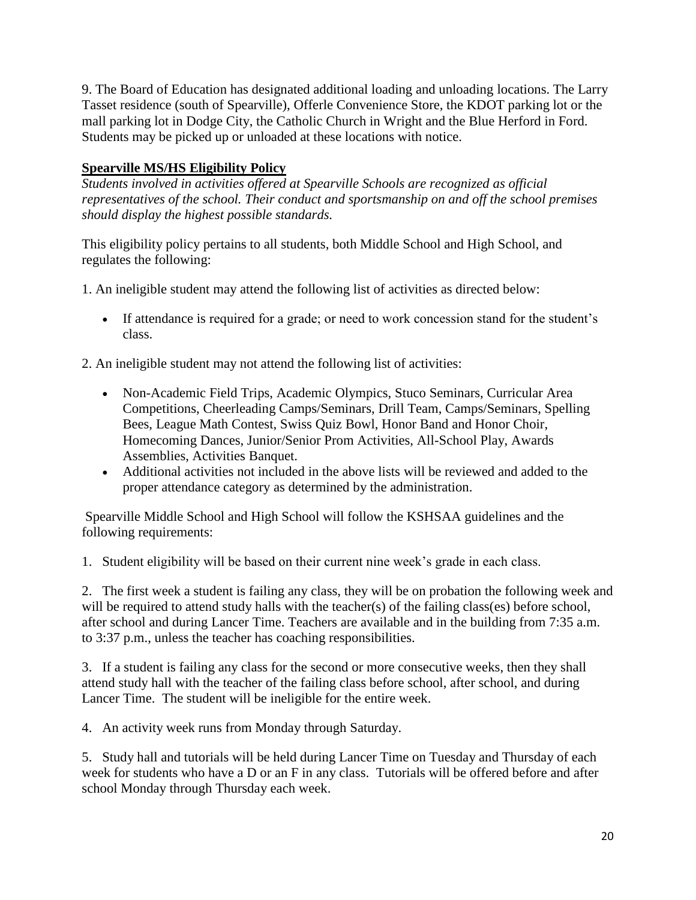9. The Board of Education has designated additional loading and unloading locations. The Larry Tasset residence (south of Spearville), Offerle Convenience Store, the KDOT parking lot or the mall parking lot in Dodge City, the Catholic Church in Wright and the Blue Herford in Ford. Students may be picked up or unloaded at these locations with notice.

## **Spearville MS/HS Eligibility Policy**

*Students involved in activities offered at Spearville Schools are recognized as official representatives of the school. Their conduct and sportsmanship on and off the school premises should display the highest possible standards.*

This eligibility policy pertains to all students, both Middle School and High School, and regulates the following:

1. An ineligible student may attend the following list of activities as directed below:

- If attendance is required for a grade; or need to work concession stand for the student's class.

2. An ineligible student may not attend the following list of activities:

- Non-Academic Field Trips, Academic Olympics, Stuco Seminars, Curricular Area Competitions, Cheerleading Camps/Seminars, Drill Team, Camps/Seminars, Spelling Bees, League Math Contest, Swiss Quiz Bowl, Honor Band and Honor Choir, Homecoming Dances, Junior/Senior Prom Activities, All-School Play, Awards Assemblies, Activities Banquet.
- Additional activities not included in the above lists will be reviewed and added to the proper attendance category as determined by the administration.

Spearville Middle School and High School will follow the KSHSAA guidelines and the following requirements:

1. Student eligibility will be based on their current nine week's grade in each class.

2. The first week a student is failing any class, they will be on probation the following week and will be required to attend study halls with the teacher(s) of the failing class(es) before school, after school and during Lancer Time. Teachers are available and in the building from 7:35 a.m. to 3:37 p.m., unless the teacher has coaching responsibilities.

3. If a student is failing any class for the second or more consecutive weeks, then they shall attend study hall with the teacher of the failing class before school, after school, and during Lancer Time. The student will be ineligible for the entire week.

4. An activity week runs from Monday through Saturday.

5. Study hall and tutorials will be held during Lancer Time on Tuesday and Thursday of each week for students who have a D or an F in any class. Tutorials will be offered before and after school Monday through Thursday each week.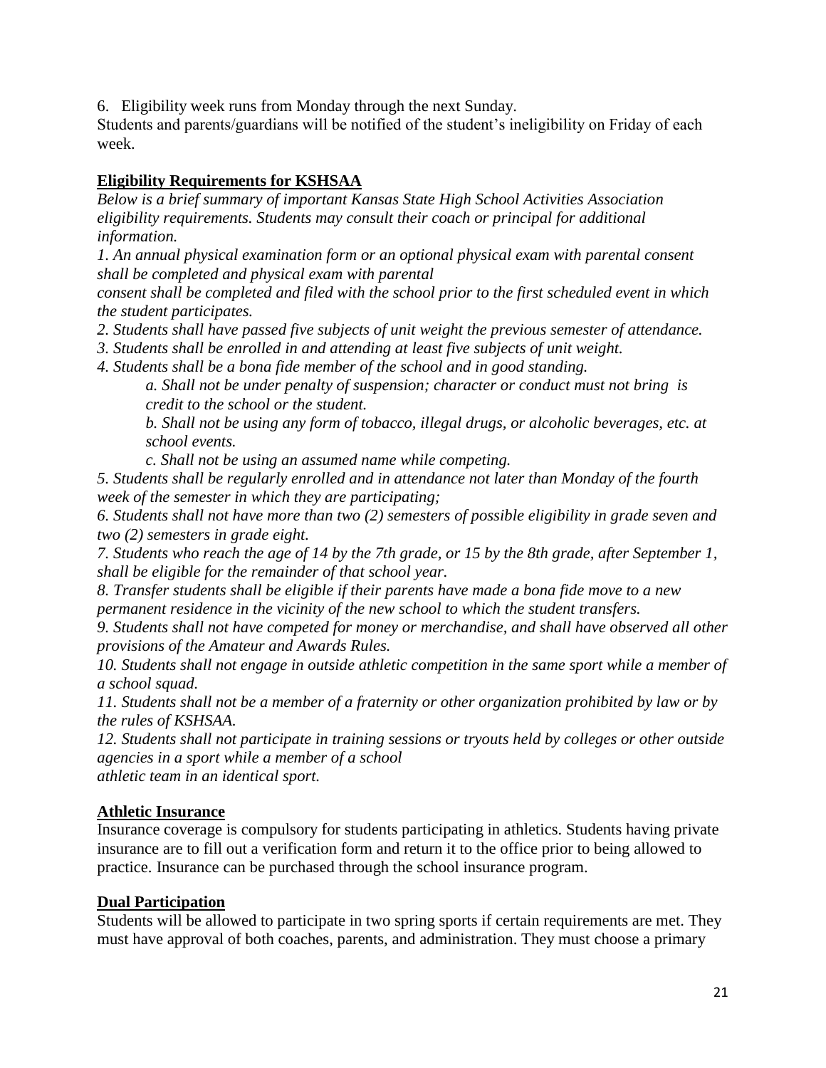6. Eligibility week runs from Monday through the next Sunday.

Students and parents/guardians will be notified of the student's ineligibility on Friday of each week.

## Eligibility Requirements for KSHSAA

*Below is a brief summary of important Kansas State High School Activities Association eligibility requirements. Students may consult their coach or principal for additional information.*

*1. An annual physical examination form or an optional physical exam with parental consent shall be completed and physical exam with parental consent shall be completed and filed with the school prior to the first scheduled event in which the student participates.*

*2. Students shall have passed five subjects of unit weight the previous semester of attendance.*

*3. Students shall be enrolled in and attending at least five subjects of unit weight.*

*4. Students shall be a bona fide member of the school and in good standing.*

> *a. Shall not be under penalty of suspension; character or conduct must not bring is credit to the school or the student.*
>
> *b. Shall not be using any form of tobacco, illegal drugs, or alcoholic beverages, etc. at school events.*
>
> *c. Shall not be using an assumed name while competing.*

*5. Students shall be regularly enrolled and in attendance not later than Monday of the fourth week of the semester in which they are participating;*

*6. Students shall not have more than two (2) semesters of possible eligibility in grade seven and two (2) semesters in grade eight.*

*7. Students who reach the age of 14 by the 7th grade, or 15 by the 8th grade, after September 1, shall be eligible for the remainder of that school year.*

*8. Transfer students shall be eligible if their parents have made a bona fide move to a new permanent residence in the vicinity of the new school to which the student transfers.*

*9. Students shall not have competed for money or merchandise, and shall have observed all other provisions of the Amateur and Awards Rules.*

*10. Students shall not engage in outside athletic competition in the same sport while a member of a school squad.*

*11. Students shall not be a member of a fraternity or other organization prohibited by law or by the rules of KSHSAA.*

*12. Students shall not participate in training sessions or tryouts held by colleges or other outside agencies in a sport while a member of a school athletic team in an identical sport.*

## Athletic Insurance

Insurance coverage is compulsory for students participating in athletics. Students having private insurance are to fill out a verification form and return it to the office prior to being allowed to practice. Insurance can be purchased through the school insurance program.

## Dual Participation

Students will be allowed to participate in two spring sports if certain requirements are met. They must have approval of both coaches, parents, and administration. They must choose a primary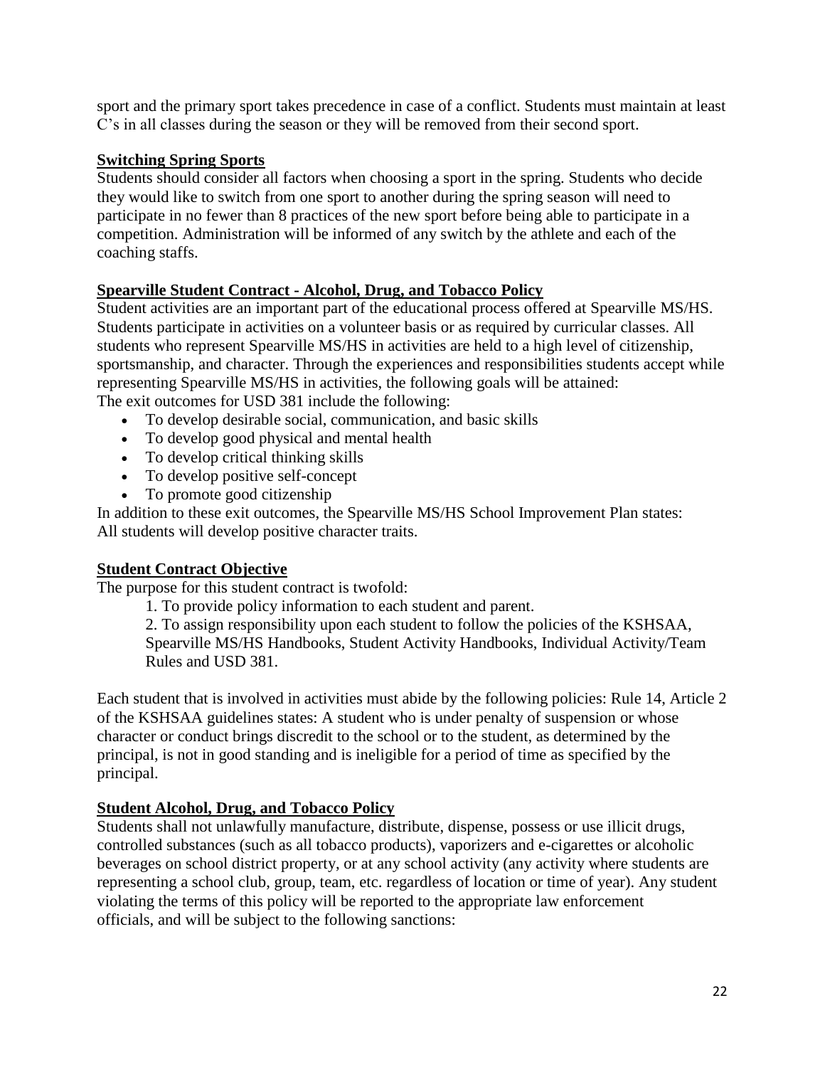sport and the primary sport takes precedence in case of a conflict. Students must maintain at least C's in all classes during the season or they will be removed from their second sport.

**Switching Spring Sports**

Students should consider all factors when choosing a sport in the spring. Students who decide they would like to switch from one sport to another during the spring season will need to participate in no fewer than 8 practices of the new sport before being able to participate in a competition. Administration will be informed of any switch by the athlete and each of the coaching staffs.

**Spearville Student Contract - Alcohol, Drug, and Tobacco Policy**

Student activities are an important part of the educational process offered at Spearville MS/HS. Students participate in activities on a volunteer basis or as required by curricular classes. All students who represent Spearville MS/HS in activities are held to a high level of citizenship, sportsmanship, and character. Through the experiences and responsibilities students accept while representing Spearville MS/HS in activities, the following goals will be attained:
The exit outcomes for USD 381 include the following:

- To develop desirable social, communication, and basic skills
- To develop good physical and mental health
- To develop critical thinking skills
- To develop positive self-concept
- To promote good citizenship

In addition to these exit outcomes, the Spearville MS/HS School Improvement Plan states:
All students will develop positive character traits.

**Student Contract Objective**

The purpose for this student contract is twofold:

1. To provide policy information to each student and parent.
2. To assign responsibility upon each student to follow the policies of the KSHSAA, Spearville MS/HS Handbooks, Student Activity Handbooks, Individual Activity/Team Rules and USD 381.

Each student that is involved in activities must abide by the following policies: Rule 14, Article 2 of the KSHSAA guidelines states: A student who is under penalty of suspension or whose character or conduct brings discredit to the school or to the student, as determined by the principal, is not in good standing and is ineligible for a period of time as specified by the principal.

**Student Alcohol, Drug, and Tobacco Policy**

Students shall not unlawfully manufacture, distribute, dispense, possess or use illicit drugs, controlled substances (such as all tobacco products), vaporizers and e-cigarettes or alcoholic beverages on school district property, or at any school activity (any activity where students are representing a school club, group, team, etc. regardless of location or time of year). Any student violating the terms of this policy will be reported to the appropriate law enforcement officials, and will be subject to the following sanctions: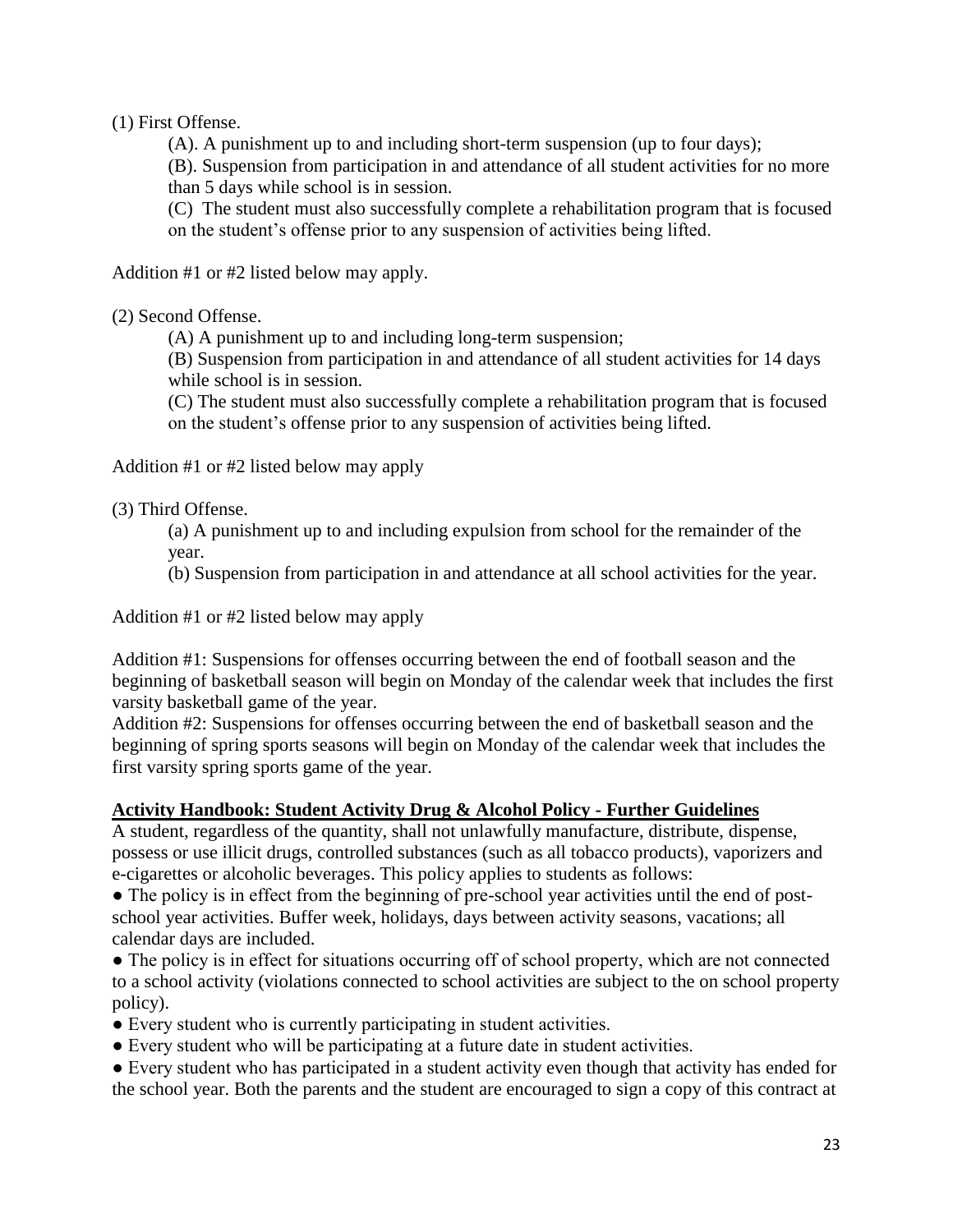(1) First Offense.

(A). A punishment up to and including short-term suspension (up to four days);

(B). Suspension from participation in and attendance of all student activities for no more than 5 days while school is in session.

(C) The student must also successfully complete a rehabilitation program that is focused on the student's offense prior to any suspension of activities being lifted.

Addition #1 or #2 listed below may apply.

(2) Second Offense.

(A) A punishment up to and including long-term suspension;

(B) Suspension from participation in and attendance of all student activities for 14 days while school is in session.

(C) The student must also successfully complete a rehabilitation program that is focused on the student's offense prior to any suspension of activities being lifted.

Addition #1 or #2 listed below may apply

(3) Third Offense.

(a) A punishment up to and including expulsion from school for the remainder of the year.

(b) Suspension from participation in and attendance at all school activities for the year.

Addition #1 or #2 listed below may apply

Addition #1: Suspensions for offenses occurring between the end of football season and the beginning of basketball season will begin on Monday of the calendar week that includes the first varsity basketball game of the year.

Addition #2: Suspensions for offenses occurring between the end of basketball season and the beginning of spring sports seasons will begin on Monday of the calendar week that includes the first varsity spring sports game of the year.

**Activity Handbook: Student Activity Drug & Alcohol Policy - Further Guidelines**

A student, regardless of the quantity, shall not unlawfully manufacture, distribute, dispense, possess or use illicit drugs, controlled substances (such as all tobacco products), vaporizers and e-cigarettes or alcoholic beverages. This policy applies to students as follows:

- The policy is in effect from the beginning of pre-school year activities until the end of post-school year activities. Buffer week, holidays, days between activity seasons, vacations; all calendar days are included.
- The policy is in effect for situations occurring off of school property, which are not connected to a school activity (violations connected to school activities are subject to the on school property policy).
- Every student who is currently participating in student activities.
- Every student who will be participating at a future date in student activities.
- Every student who has participated in a student activity even though that activity has ended for the school year. Both the parents and the student are encouraged to sign a copy of this contract at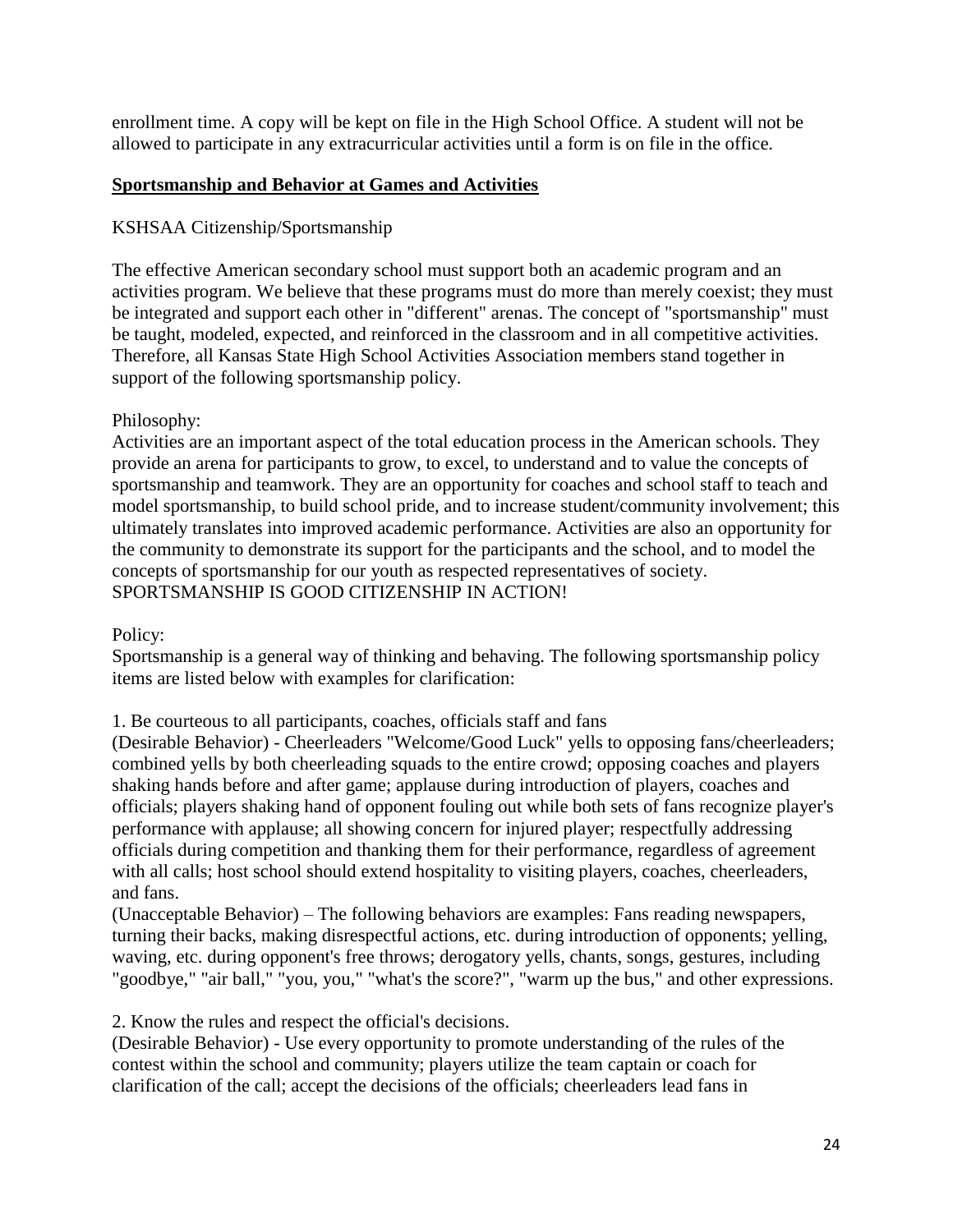enrollment time. A copy will be kept on file in the High School Office. A student will not be allowed to participate in any extracurricular activities until a form is on file in the office.

## Sportsmanship and Behavior at Games and Activities

KSHSAA Citizenship/Sportsmanship

The effective American secondary school must support both an academic program and an activities program. We believe that these programs must do more than merely coexist; they must be integrated and support each other in "different" arenas. The concept of "sportsmanship" must be taught, modeled, expected, and reinforced in the classroom and in all competitive activities. Therefore, all Kansas State High School Activities Association members stand together in support of the following sportsmanship policy.

Philosophy:
Activities are an important aspect of the total education process in the American schools. They provide an arena for participants to grow, to excel, to understand and to value the concepts of sportsmanship and teamwork. They are an opportunity for coaches and school staff to teach and model sportsmanship, to build school pride, and to increase student/community involvement; this ultimately translates into improved academic performance. Activities are also an opportunity for the community to demonstrate its support for the participants and the school, and to model the concepts of sportsmanship for our youth as respected representatives of society.
SPORTSMANSHIP IS GOOD CITIZENSHIP IN ACTION!

Policy:
Sportsmanship is a general way of thinking and behaving. The following sportsmanship policy items are listed below with examples for clarification:

1. Be courteous to all participants, coaches, officials staff and fans
(Desirable Behavior) - Cheerleaders "Welcome/Good Luck" yells to opposing fans/cheerleaders; combined yells by both cheerleading squads to the entire crowd; opposing coaches and players shaking hands before and after game; applause during introduction of players, coaches and officials; players shaking hand of opponent fouling out while both sets of fans recognize player's performance with applause; all showing concern for injured player; respectfully addressing officials during competition and thanking them for their performance, regardless of agreement with all calls; host school should extend hospitality to visiting players, coaches, cheerleaders, and fans.
(Unacceptable Behavior) – The following behaviors are examples: Fans reading newspapers, turning their backs, making disrespectful actions, etc. during introduction of opponents; yelling, waving, etc. during opponent's free throws; derogatory yells, chants, songs, gestures, including "goodbye," "air ball," "you, you," "what's the score?", "warm up the bus," and other expressions.

2. Know the rules and respect the official's decisions.
(Desirable Behavior) - Use every opportunity to promote understanding of the rules of the contest within the school and community; players utilize the team captain or coach for clarification of the call; accept the decisions of the officials; cheerleaders lead fans in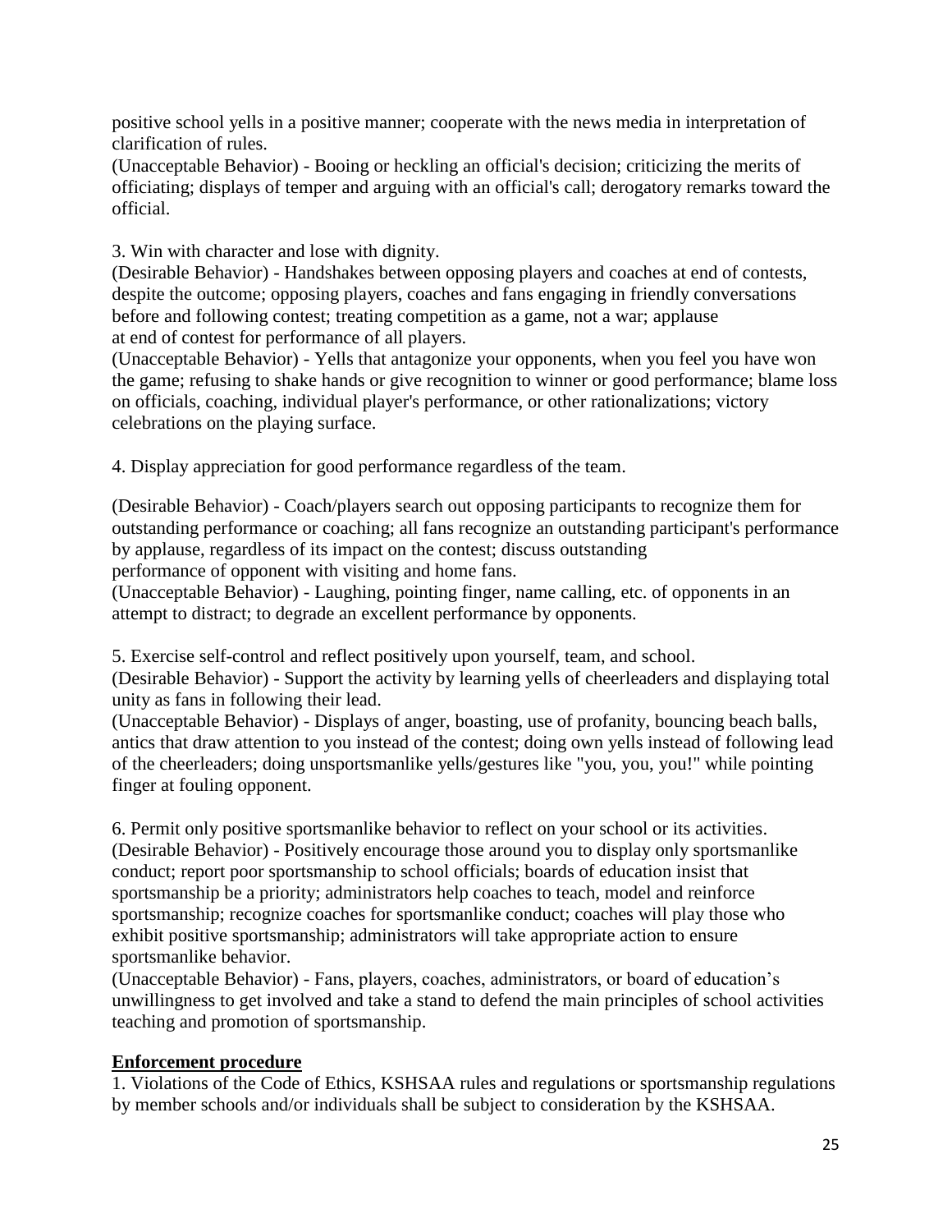positive school yells in a positive manner; cooperate with the news media in interpretation of clarification of rules.

(Unacceptable Behavior) - Booing or heckling an official's decision; criticizing the merits of officiating; displays of temper and arguing with an official's call; derogatory remarks toward the official.

3. Win with character and lose with dignity.

(Desirable Behavior) - Handshakes between opposing players and coaches at end of contests, despite the outcome; opposing players, coaches and fans engaging in friendly conversations before and following contest; treating competition as a game, not a war; applause at end of contest for performance of all players.

(Unacceptable Behavior) - Yells that antagonize your opponents, when you feel you have won the game; refusing to shake hands or give recognition to winner or good performance; blame loss on officials, coaching, individual player's performance, or other rationalizations; victory celebrations on the playing surface.

4. Display appreciation for good performance regardless of the team.

(Desirable Behavior) - Coach/players search out opposing participants to recognize them for outstanding performance or coaching; all fans recognize an outstanding participant's performance by applause, regardless of its impact on the contest; discuss outstanding performance of opponent with visiting and home fans.

(Unacceptable Behavior) - Laughing, pointing finger, name calling, etc. of opponents in an attempt to distract; to degrade an excellent performance by opponents.

5. Exercise self-control and reflect positively upon yourself, team, and school.

(Desirable Behavior) - Support the activity by learning yells of cheerleaders and displaying total unity as fans in following their lead.

(Unacceptable Behavior) - Displays of anger, boasting, use of profanity, bouncing beach balls, antics that draw attention to you instead of the contest; doing own yells instead of following lead of the cheerleaders; doing unsportsmanlike yells/gestures like "you, you, you!" while pointing finger at fouling opponent.

6. Permit only positive sportsmanlike behavior to reflect on your school or its activities.

(Desirable Behavior) - Positively encourage those around you to display only sportsmanlike conduct; report poor sportsmanship to school officials; boards of education insist that sportsmanship be a priority; administrators help coaches to teach, model and reinforce sportsmanship; recognize coaches for sportsmanlike conduct; coaches will play those who exhibit positive sportsmanship; administrators will take appropriate action to ensure sportsmanlike behavior.

(Unacceptable Behavior) - Fans, players, coaches, administrators, or board of education's unwillingness to get involved and take a stand to defend the main principles of school activities teaching and promotion of sportsmanship.

**Enforcement procedure**

1. Violations of the Code of Ethics, KSHSAA rules and regulations or sportsmanship regulations by member schools and/or individuals shall be subject to consideration by the KSHSAA.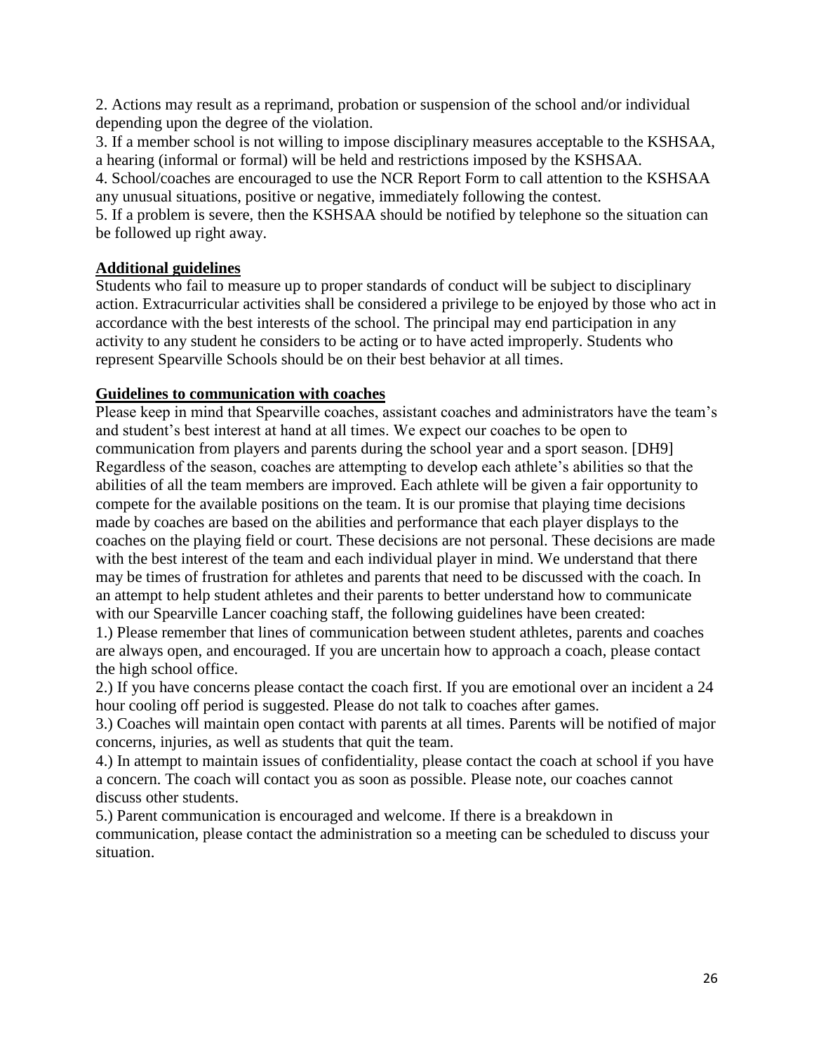2. Actions may result as a reprimand, probation or suspension of the school and/or individual depending upon the degree of the violation.

3. If a member school is not willing to impose disciplinary measures acceptable to the KSHSAA, a hearing (informal or formal) will be held and restrictions imposed by the KSHSAA.

4. School/coaches are encouraged to use the NCR Report Form to call attention to the KSHSAA any unusual situations, positive or negative, immediately following the contest.

5. If a problem is severe, then the KSHSAA should be notified by telephone so the situation can be followed up right away.

**Additional guidelines**

Students who fail to measure up to proper standards of conduct will be subject to disciplinary action. Extracurricular activities shall be considered a privilege to be enjoyed by those who act in accordance with the best interests of the school. The principal may end participation in any activity to any student he considers to be acting or to have acted improperly. Students who represent Spearville Schools should be on their best behavior at all times.

**Guidelines to communication with coaches**

Please keep in mind that Spearville coaches, assistant coaches and administrators have the team's and student's best interest at hand at all times. We expect our coaches to be open to communication from players and parents during the school year and a sport season. [DH9] Regardless of the season, coaches are attempting to develop each athlete's abilities so that the abilities of all the team members are improved. Each athlete will be given a fair opportunity to compete for the available positions on the team. It is our promise that playing time decisions made by coaches are based on the abilities and performance that each player displays to the coaches on the playing field or court. These decisions are not personal. These decisions are made with the best interest of the team and each individual player in mind. We understand that there may be times of frustration for athletes and parents that need to be discussed with the coach. In an attempt to help student athletes and their parents to better understand how to communicate with our Spearville Lancer coaching staff, the following guidelines have been created:

1.) Please remember that lines of communication between student athletes, parents and coaches are always open, and encouraged. If you are uncertain how to approach a coach, please contact the high school office.

2.) If you have concerns please contact the coach first. If you are emotional over an incident a 24 hour cooling off period is suggested. Please do not talk to coaches after games.

3.) Coaches will maintain open contact with parents at all times. Parents will be notified of major concerns, injuries, as well as students that quit the team.

4.) In attempt to maintain issues of confidentiality, please contact the coach at school if you have a concern. The coach will contact you as soon as possible. Please note, our coaches cannot discuss other students.

5.) Parent communication is encouraged and welcome. If there is a breakdown in communication, please contact the administration so a meeting can be scheduled to discuss your situation.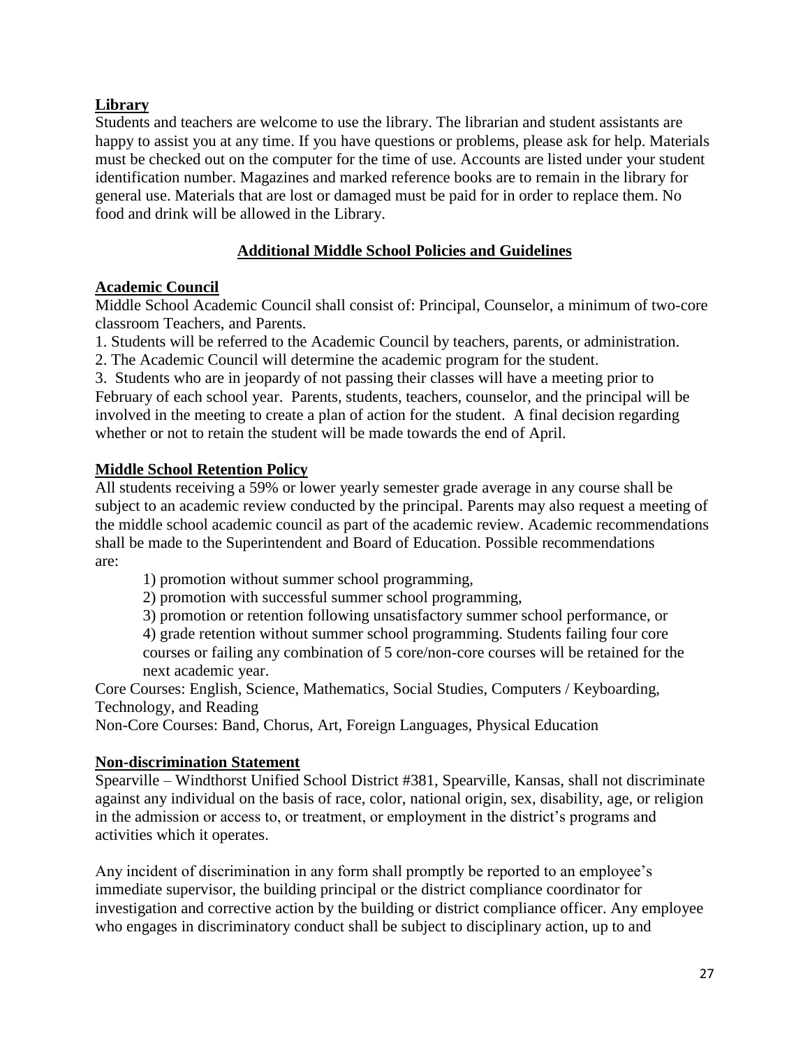## Library

Students and teachers are welcome to use the library. The librarian and student assistants are happy to assist you at any time. If you have questions or problems, please ask for help. Materials must be checked out on the computer for the time of use. Accounts are listed under your student identification number. Magazines and marked reference books are to remain in the library for general use. Materials that are lost or damaged must be paid for in order to replace them. No food and drink will be allowed in the Library.

## Additional Middle School Policies and Guidelines

### Academic Council

Middle School Academic Council shall consist of: Principal, Counselor, a minimum of two-core classroom Teachers, and Parents.

1. Students will be referred to the Academic Council by teachers, parents, or administration.
2. The Academic Council will determine the academic program for the student.
3. Students who are in jeopardy of not passing their classes will have a meeting prior to February of each school year. Parents, students, teachers, counselor, and the principal will be involved in the meeting to create a plan of action for the student. A final decision regarding whether or not to retain the student will be made towards the end of April.

### Middle School Retention Policy

All students receiving a 59% or lower yearly semester grade average in any course shall be subject to an academic review conducted by the principal. Parents may also request a meeting of the middle school academic council as part of the academic review. Academic recommendations shall be made to the Superintendent and Board of Education. Possible recommendations are:

1) promotion without summer school programming,
2) promotion with successful summer school programming,
3) promotion or retention following unsatisfactory summer school performance, or
4) grade retention without summer school programming. Students failing four core courses or failing any combination of 5 core/non-core courses will be retained for the next academic year.

Core Courses: English, Science, Mathematics, Social Studies, Computers / Keyboarding, Technology, and Reading

Non-Core Courses: Band, Chorus, Art, Foreign Languages, Physical Education

### Non-discrimination Statement

Spearville – Windthorst Unified School District #381, Spearville, Kansas, shall not discriminate against any individual on the basis of race, color, national origin, sex, disability, age, or religion in the admission or access to, or treatment, or employment in the district's programs and activities which it operates.

Any incident of discrimination in any form shall promptly be reported to an employee's immediate supervisor, the building principal or the district compliance coordinator for investigation and corrective action by the building or district compliance officer. Any employee who engages in discriminatory conduct shall be subject to disciplinary action, up to and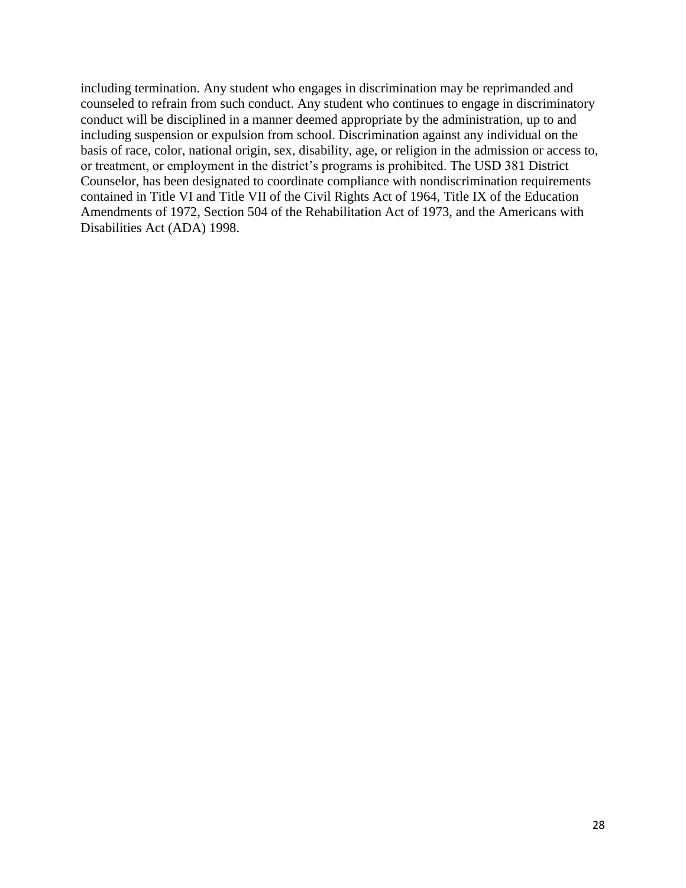including termination. Any student who engages in discrimination may be reprimanded and counseled to refrain from such conduct. Any student who continues to engage in discriminatory conduct will be disciplined in a manner deemed appropriate by the administration, up to and including suspension or expulsion from school. Discrimination against any individual on the basis of race, color, national origin, sex, disability, age, or religion in the admission or access to, or treatment, or employment in the district's programs is prohibited. The USD 381 District Counselor, has been designated to coordinate compliance with nondiscrimination requirements contained in Title VI and Title VII of the Civil Rights Act of 1964, Title IX of the Education Amendments of 1972, Section 504 of the Rehabilitation Act of 1973, and the Americans with Disabilities Act (ADA) 1998.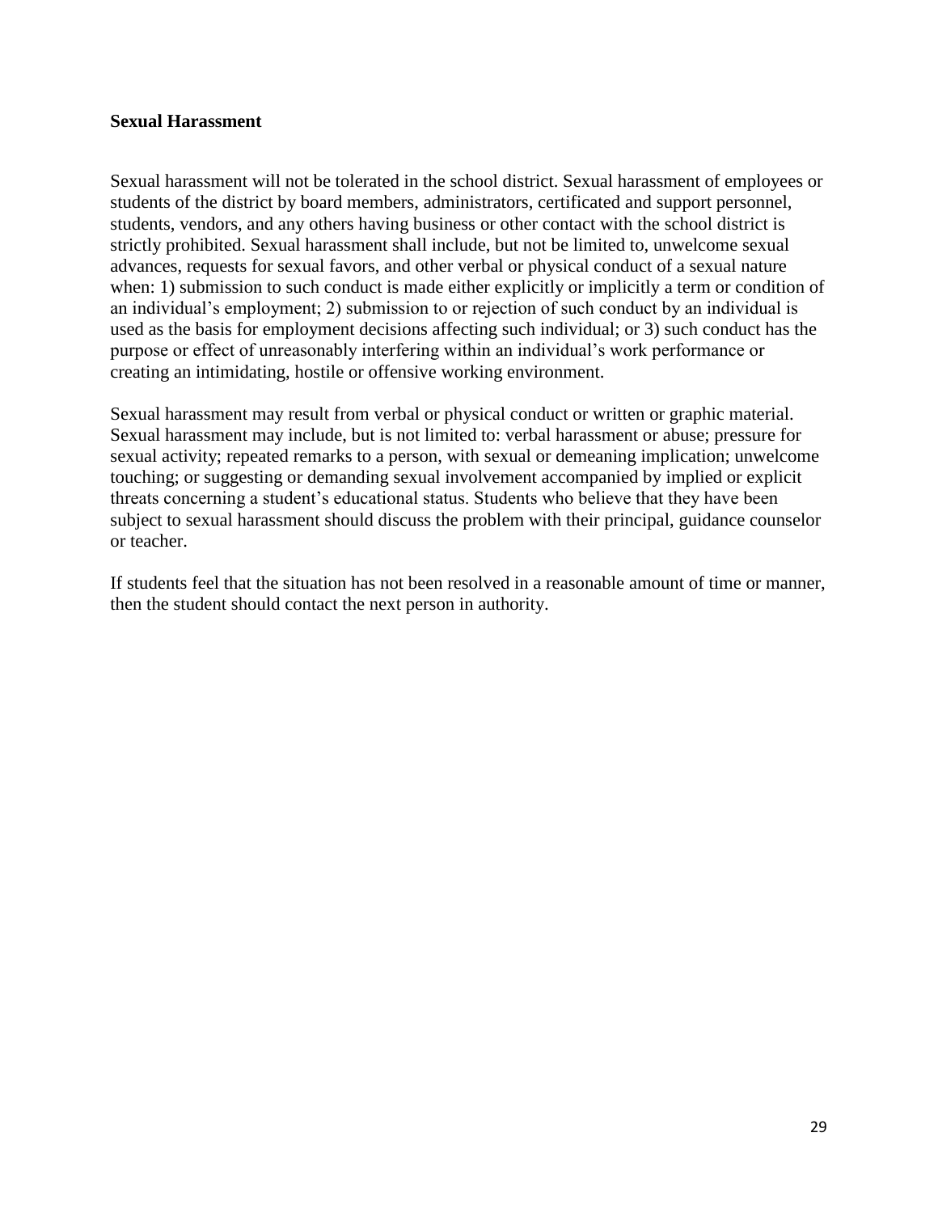**Sexual Harassment**

Sexual harassment will not be tolerated in the school district. Sexual harassment of employees or students of the district by board members, administrators, certificated and support personnel, students, vendors, and any others having business or other contact with the school district is strictly prohibited. Sexual harassment shall include, but not be limited to, unwelcome sexual advances, requests for sexual favors, and other verbal or physical conduct of a sexual nature when: 1) submission to such conduct is made either explicitly or implicitly a term or condition of an individual's employment; 2) submission to or rejection of such conduct by an individual is used as the basis for employment decisions affecting such individual; or 3) such conduct has the purpose or effect of unreasonably interfering within an individual's work performance or creating an intimidating, hostile or offensive working environment.

Sexual harassment may result from verbal or physical conduct or written or graphic material. Sexual harassment may include, but is not limited to: verbal harassment or abuse; pressure for sexual activity; repeated remarks to a person, with sexual or demeaning implication; unwelcome touching; or suggesting or demanding sexual involvement accompanied by implied or explicit threats concerning a student's educational status. Students who believe that they have been subject to sexual harassment should discuss the problem with their principal, guidance counselor or teacher.

If students feel that the situation has not been resolved in a reasonable amount of time or manner, then the student should contact the next person in authority.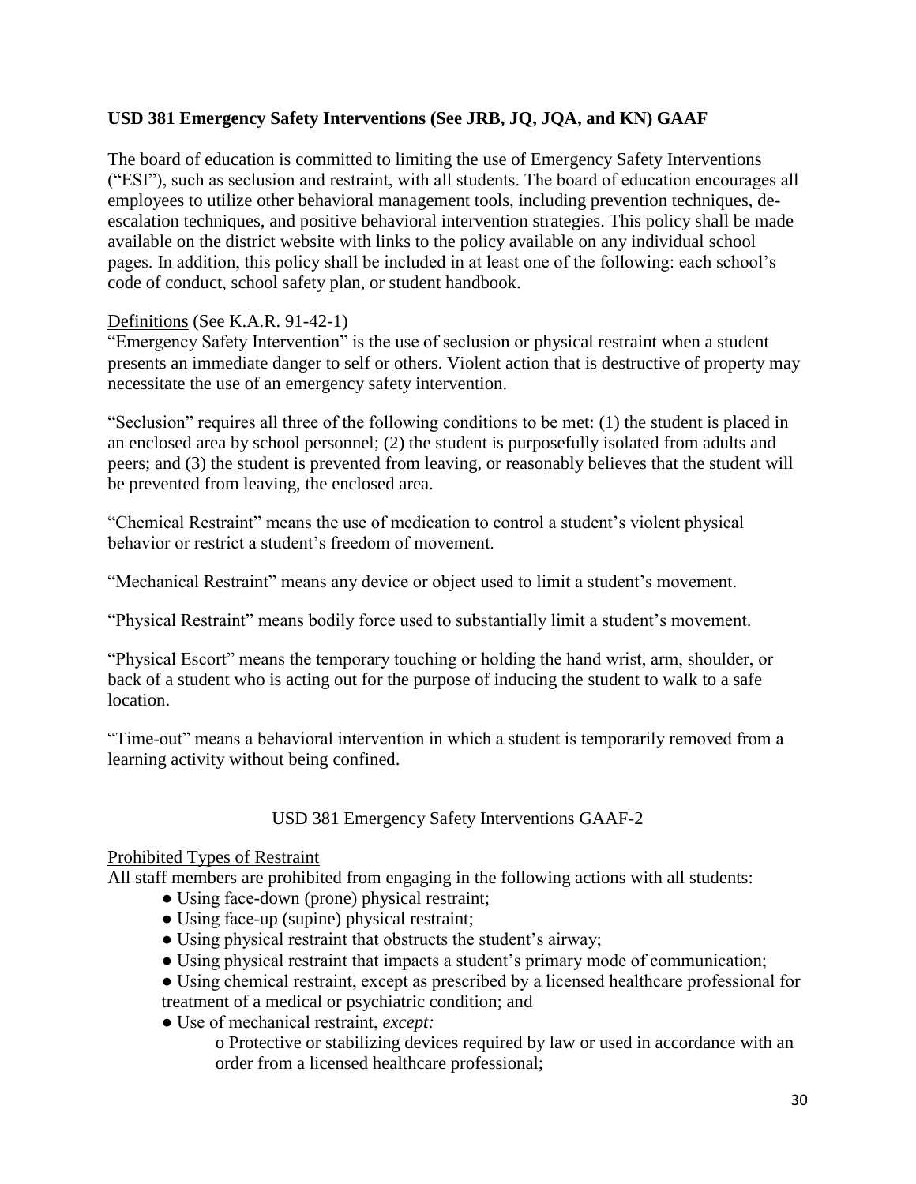## USD 381 Emergency Safety Interventions (See JRB, JQ, JQA, and KN) GAAF

The board of education is committed to limiting the use of Emergency Safety Interventions ("ESI"), such as seclusion and restraint, with all students. The board of education encourages all employees to utilize other behavioral management tools, including prevention techniques, de-escalation techniques, and positive behavioral intervention strategies. This policy shall be made available on the district website with links to the policy available on any individual school pages. In addition, this policy shall be included in at least one of the following: each school's code of conduct, school safety plan, or student handbook.

Definitions (See K.A.R. 91-42-1)

"Emergency Safety Intervention" is the use of seclusion or physical restraint when a student presents an immediate danger to self or others. Violent action that is destructive of property may necessitate the use of an emergency safety intervention.

"Seclusion" requires all three of the following conditions to be met: (1) the student is placed in an enclosed area by school personnel; (2) the student is purposefully isolated from adults and peers; and (3) the student is prevented from leaving, or reasonably believes that the student will be prevented from leaving, the enclosed area.

"Chemical Restraint" means the use of medication to control a student's violent physical behavior or restrict a student's freedom of movement.

"Mechanical Restraint" means any device or object used to limit a student's movement.

"Physical Restraint" means bodily force used to substantially limit a student's movement.

"Physical Escort" means the temporary touching or holding the hand wrist, arm, shoulder, or back of a student who is acting out for the purpose of inducing the student to walk to a safe location.

"Time-out" means a behavioral intervention in which a student is temporarily removed from a learning activity without being confined.

USD 381 Emergency Safety Interventions GAAF-2

Prohibited Types of Restraint

All staff members are prohibited from engaging in the following actions with all students:

- Using face-down (prone) physical restraint;
- Using face-up (supine) physical restraint;
- Using physical restraint that obstructs the student's airway;
- Using physical restraint that impacts a student's primary mode of communication;
- Using chemical restraint, except as prescribed by a licensed healthcare professional for treatment of a medical or psychiatric condition; and
- Use of mechanical restraint, *except:*
  - Protective or stabilizing devices required by law or used in accordance with an order from a licensed healthcare professional;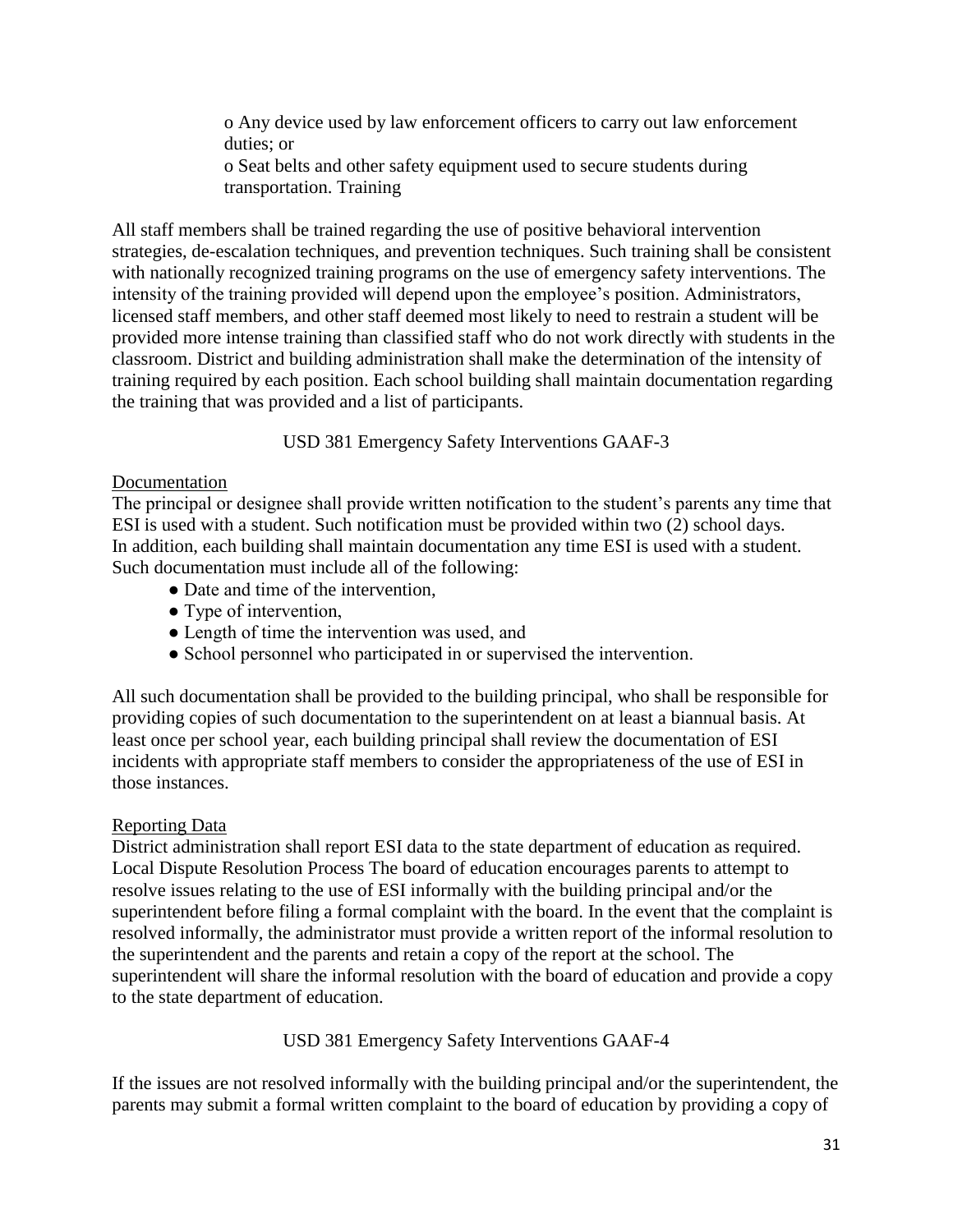o Any device used by law enforcement officers to carry out law enforcement duties; or
o Seat belts and other safety equipment used to secure students during transportation. Training

All staff members shall be trained regarding the use of positive behavioral intervention strategies, de-escalation techniques, and prevention techniques. Such training shall be consistent with nationally recognized training programs on the use of emergency safety interventions. The intensity of the training provided will depend upon the employee's position. Administrators, licensed staff members, and other staff deemed most likely to need to restrain a student will be provided more intense training than classified staff who do not work directly with students in the classroom. District and building administration shall make the determination of the intensity of training required by each position. Each school building shall maintain documentation regarding the training that was provided and a list of participants.

USD 381 Emergency Safety Interventions GAAF-3

Documentation

The principal or designee shall provide written notification to the student's parents any time that ESI is used with a student. Such notification must be provided within two (2) school days. In addition, each building shall maintain documentation any time ESI is used with a student. Such documentation must include all of the following:

- Date and time of the intervention,
- Type of intervention,
- Length of time the intervention was used, and
- School personnel who participated in or supervised the intervention.

All such documentation shall be provided to the building principal, who shall be responsible for providing copies of such documentation to the superintendent on at least a biannual basis. At least once per school year, each building principal shall review the documentation of ESI incidents with appropriate staff members to consider the appropriateness of the use of ESI in those instances.

Reporting Data

District administration shall report ESI data to the state department of education as required. Local Dispute Resolution Process The board of education encourages parents to attempt to resolve issues relating to the use of ESI informally with the building principal and/or the superintendent before filing a formal complaint with the board. In the event that the complaint is resolved informally, the administrator must provide a written report of the informal resolution to the superintendent and the parents and retain a copy of the report at the school. The superintendent will share the informal resolution with the board of education and provide a copy to the state department of education.

USD 381 Emergency Safety Interventions GAAF-4

If the issues are not resolved informally with the building principal and/or the superintendent, the parents may submit a formal written complaint to the board of education by providing a copy of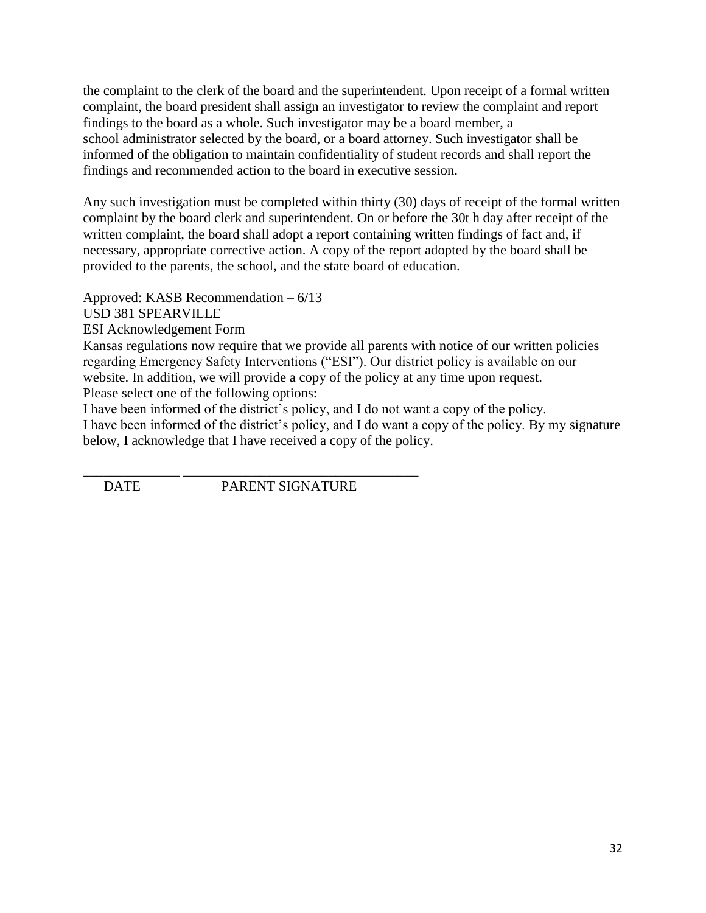the complaint to the clerk of the board and the superintendent. Upon receipt of a formal written complaint, the board president shall assign an investigator to review the complaint and report findings to the board as a whole. Such investigator may be a board member, a school administrator selected by the board, or a board attorney. Such investigator shall be informed of the obligation to maintain confidentiality of student records and shall report the findings and recommended action to the board in executive session.

Any such investigation must be completed within thirty (30) days of receipt of the formal written complaint by the board clerk and superintendent. On or before the 30t h day after receipt of the written complaint, the board shall adopt a report containing written findings of fact and, if necessary, appropriate corrective action. A copy of the report adopted by the board shall be provided to the parents, the school, and the state board of education.

Approved: KASB Recommendation – 6/13

USD 381 SPEARVILLE

ESI Acknowledgement Form

Kansas regulations now require that we provide all parents with notice of our written policies regarding Emergency Safety Interventions ("ESI"). Our district policy is available on our website. In addition, we will provide a copy of the policy at any time upon request.

Please select one of the following options:

I have been informed of the district's policy, and I do not want a copy of the policy.

I have been informed of the district's policy, and I do want a copy of the policy. By my signature below, I acknowledge that I have received a copy of the policy.

______________ __________________________________

DATE PARENT SIGNATURE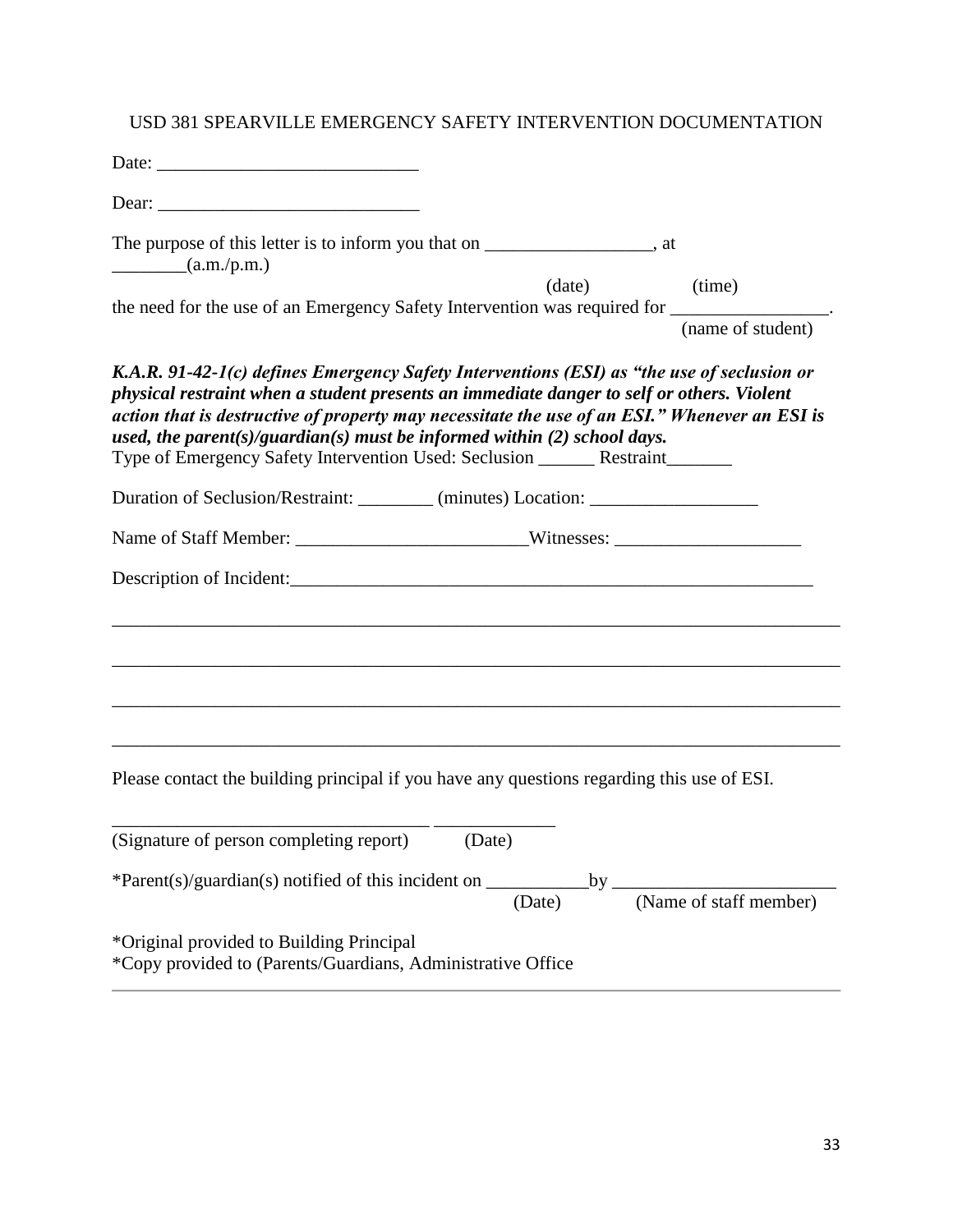USD 381 SPEARVILLE EMERGENCY SAFETY INTERVENTION DOCUMENTATION

Date: ____________________________

Dear: ____________________________

The purpose of this letter is to inform you that on __________________, at ________(a.m./p.m.)
(date) (time)

the need for the use of an Emergency Safety Intervention was required for _________________.
(name of student)

***K.A.R. 91-42-1(c) defines Emergency Safety Interventions (ESI) as "the use of seclusion or physical restraint when a student presents an immediate danger to self or others. Violent action that is destructive of property may necessitate the use of an ESI." Whenever an ESI is used, the parent(s)/guardian(s) must be informed within (2) school days.***

Type of Emergency Safety Intervention Used: Seclusion ______ Restraint_______

Duration of Seclusion/Restraint: ________ (minutes) Location: __________________

Name of Staff Member: _________________________Witnesses: ____________________

Description of Incident:_________________________________________________________

_______________________________________________________________________________

_______________________________________________________________________________

_______________________________________________________________________________

_______________________________________________________________________________

Please contact the building principal if you have any questions regarding this use of ESI.

_________________________________ _____________
(Signature of person completing report) (Date)

*Parent(s)/guardian(s) notified of this incident on ___________by ________________________
(Date) (Name of staff member)

*Original provided to Building Principal
*Copy provided to (Parents/Guardians, Administrative Office